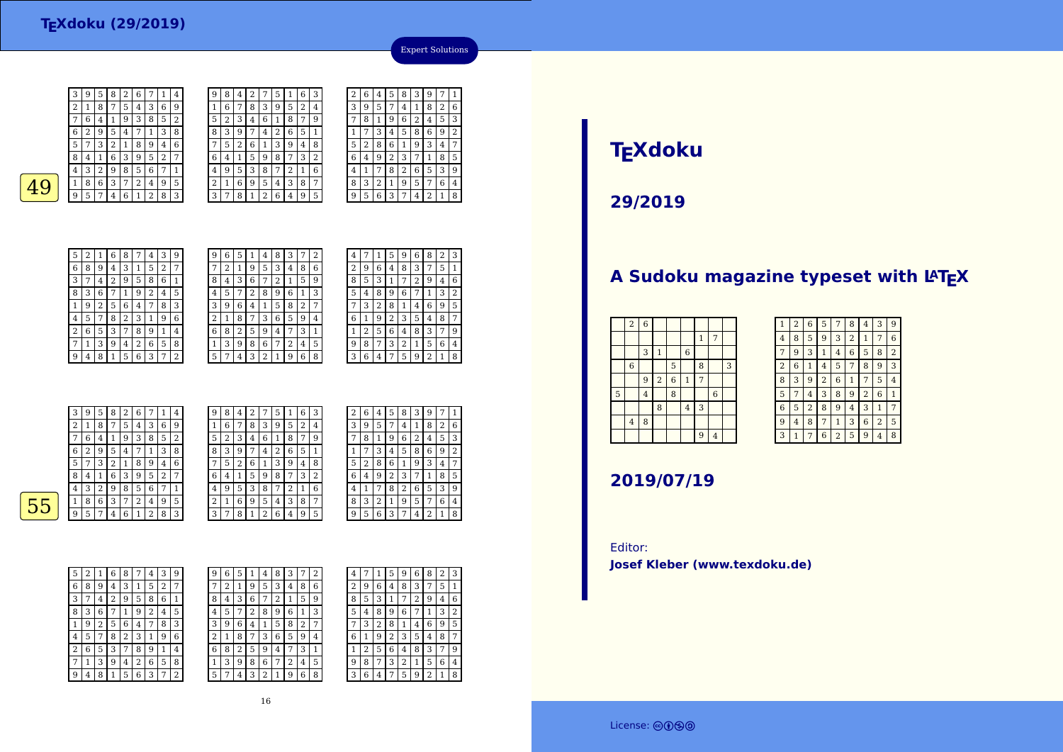# TEXdoku (29/2019)

Expert Solutions

**49**

| 3 | 9 | 5 | 8 | 2 | 6 | 7 | 1 | 4 |
|---|---|---|---|---|---|---|---|---|
| 2 | 1 | 8 | 7 | 5 | 4 | 3 | 6 | 9 |
| 7 | 6 | 4 | 1 | 9 | 3 | 8 | 5 | 2 |
| 6 | 2 | 9 | 5 | 4 | 7 | 1 | 3 | 8 |
| 5 | 7 | 3 | 2 | 1 | 8 | 9 | 4 | 6 |
| 8 | 4 | 1 | 6 | 3 | 9 | 5 | 2 | 7 |
| 4 | 3 | 2 | 9 | 8 | 5 | 6 | 7 | 1 |
| 1 | 8 | 6 | 3 | 7 | 2 | 4 | 9 | 5 |
| 9 | 5 | 7 | 4 | 6 | 1 | 2 | 8 | 3 |

| 9 | 8 | 4 | 2 | 7 | 5 | 1 | 6 | 3 |
|---|---|---|---|---|---|---|---|---|
| 1 | 6 | 7 | 8 | 3 | 9 | 5 | 2 | 4 |
| 5 | 2 | 3 | 4 | 6 | 1 | 8 | 7 | 9 |
| 8 | 3 | 9 | 7 | 4 | 2 | 6 | 5 | 1 |
| 7 | 5 | 2 | 6 | 1 | 3 | 9 | 4 | 8 |
| 6 | 4 | 1 | 5 | 9 | 8 | 7 | 3 | 2 |
| 4 | 9 | 5 | 3 | 8 | 7 | 2 | 1 | 6 |
| 2 | 1 | 6 | 9 | 5 | 4 | 3 | 8 | 7 |
| 3 | 7 | 8 | 1 | 2 | 6 | 4 | 9 | 5 |

| 2 | 6 | 4 | 5 | 8 | 3 | 9 | 7 | 1 |
|---|---|---|---|---|---|---|---|---|
| 3 | 9 | 5 | 7 | 4 | 1 | 8 | 2 | 6 |
| 7 | 8 | 1 | 9 | 6 | 2 | 4 | 5 | 3 |
| 1 | 7 | 3 | 4 | 5 | 8 | 6 | 9 | 2 |
| 5 | 2 | 8 | 6 | 1 | 9 | 3 | 4 | 7 |
| 6 | 4 | 9 | 2 | 3 | 7 | 1 | 8 | 5 |
| 4 | 1 | 7 | 8 | 2 | 6 | 5 | 3 | 9 |
| 8 | 3 | 2 | 1 | 9 | 5 | 7 | 6 | 4 |
| 9 | 5 | 6 | 3 | 7 | 4 | 2 | 1 | 8 |

| 5 | 2 | 1 | 6 | 8 | 7 | 4 | 3 | 9 |
|---|---|---|---|---|---|---|---|---|
| 6 | 8 | 9 | 4 | 3 | 1 | 5 | 2 | 7 |
| 3 | 7 | 4 | 2 | 9 | 5 | 8 | 6 | 1 |
| 8 | 3 | 6 | 7 | 1 | 9 | 2 | 4 | 5 |
| 1 | 9 | 2 | 5 | 6 | 4 | 7 | 8 | 3 |
| 4 | 5 | 7 | 8 | 2 | 3 | 1 | 9 | 6 |
| 2 | 6 | 5 | 3 | 7 | 8 | 9 | 1 | 4 |
| 7 | 1 | 3 | 9 | 4 | 2 | 6 | 5 | 8 |
| 9 | 4 | 8 | 1 | 5 | 6 | 3 | 7 | 2 |

| 9 | 6 | 5 | 1 | 4 | 8 | 3 | 7 | 2 |
|---|---|---|---|---|---|---|---|---|
| 7 | 2 | 1 | 9 | 5 | 3 | 4 | 8 | 6 |
| 8 | 4 | 3 | 6 | 7 | 2 | 1 | 5 | 9 |
| 4 | 5 | 7 | 2 | 8 | 9 | 6 | 1 | 3 |
| 3 | 9 | 6 | 4 | 1 | 5 | 8 | 2 | 7 |
| 2 | 1 | 8 | 7 | 3 | 6 | 5 | 9 | 4 |
| 6 | 8 | 2 | 5 | 9 | 4 | 7 | 3 | 1 |
| 1 | 3 | 9 | 8 | 6 | 7 | 2 | 4 | 5 |
| 5 | 7 | 4 | 3 | 2 | 1 | 9 | 6 | 8 |

| 4 | 7 | 1 | 5 | 9 | 6 | 8 | 2 | 3 |
|---|---|---|---|---|---|---|---|---|
| 2 | 9 | 6 | 4 | 8 | 3 | 7 | 5 | 1 |
| 8 | 5 | 3 | 1 | 7 | 2 | 9 | 4 | 6 |
| 5 | 4 | 8 | 9 | 6 | 7 | 1 | 3 | 2 |
| 7 | 3 | 2 | 8 | 1 | 4 | 6 | 9 | 5 |
| 6 | 1 | 9 | 2 | 3 | 5 | 4 | 8 | 7 |
| 1 | 2 | 5 | 6 | 4 | 8 | 3 | 7 | 9 |
| 9 | 8 | 7 | 3 | 2 | 1 | 5 | 6 | 4 |
| 3 | 6 | 4 | 7 | 5 | 9 | 2 | 1 | 8 |

**55**

| 3 | 9 | 5 | 8 | 2 | 6 | 7 | 1 | 4 |
|---|---|---|---|---|---|---|---|---|
| 2 | 1 | 8 | 7 | 5 | 4 | 3 | 6 | 9 |
| 7 | 6 | 4 | 1 | 9 | 3 | 8 | 5 | 2 |
| 6 | 2 | 9 | 5 | 4 | 7 | 1 | 3 | 8 |
| 5 | 7 | 3 | 2 | 1 | 8 | 9 | 4 | 6 |
| 8 | 4 | 1 | 6 | 3 | 9 | 5 | 2 | 7 |
| 4 | 3 | 2 | 9 | 8 | 5 | 6 | 7 | 1 |
| 1 | 8 | 6 | 3 | 7 | 2 | 4 | 9 | 5 |
| 9 | 5 | 7 | 4 | 6 | 1 | 2 | 8 | 3 |

| 9 | 8 | 4 | 2 | 7 | 5 | 1 | 6 | 3 |
|---|---|---|---|---|---|---|---|---|
| 1 | 6 | 7 | 8 | 3 | 9 | 5 | 2 | 4 |
| 5 | 2 | 3 | 4 | 6 | 1 | 8 | 7 | 9 |
| 8 | 3 | 9 | 7 | 4 | 2 | 6 | 5 | 1 |
| 7 | 5 | 2 | 6 | 1 | 3 | 9 | 4 | 8 |
| 6 | 4 | 1 | 5 | 9 | 8 | 7 | 3 | 2 |
| 4 | 9 | 5 | 3 | 8 | 7 | 2 | 1 | 6 |
| 2 | 1 | 6 | 9 | 5 | 4 | 3 | 8 | 7 |
| 3 | 7 | 8 | 1 | 2 | 6 | 4 | 9 | 5 |

| 2 | 6 | 4 | 5 | 8 | 3 | 9 | 7 | 1 |
|---|---|---|---|---|---|---|---|---|
| 3 | 9 | 5 | 7 | 4 | 1 | 8 | 2 | 6 |
| 7 | 8 | 1 | 9 | 6 | 2 | 4 | 5 | 3 |
| 1 | 7 | 3 | 4 | 5 | 8 | 6 | 9 | 2 |
| 5 | 2 | 8 | 6 | 1 | 9 | 3 | 4 | 7 |
| 6 | 4 | 9 | 2 | 3 | 7 | 1 | 8 | 5 |
| 4 | 1 | 7 | 8 | 2 | 6 | 5 | 3 | 9 |
| 8 | 3 | 2 | 1 | 9 | 5 | 7 | 6 | 4 |
| 9 | 5 | 6 | 3 | 7 | 4 | 2 | 1 | 8 |

| 5 | 2 | 1 | 6 | 8 | 7 | 4 | 3 | 9 |
|---|---|---|---|---|---|---|---|---|
| 6 | 8 | 9 | 4 | 3 | 1 | 5 | 2 | 7 |
| 3 | 7 | 4 | 2 | 9 | 5 | 8 | 6 | 1 |
| 8 | 3 | 6 | 7 | 1 | 9 | 2 | 4 | 5 |
| 1 | 9 | 2 | 5 | 6 | 4 | 7 | 8 | 3 |
| 4 | 5 | 7 | 8 | 2 | 3 | 1 | 9 | 6 |
| 2 | 6 | 5 | 3 | 7 | 8 | 9 | 1 | 4 |
| 7 | 1 | 3 | 9 | 4 | 2 | 6 | 5 | 8 |
| 9 | 4 | 8 | 1 | 5 | 6 | 3 | 7 | 2 |

| 9 | 6 | 5 | 1 | 4 | 8 | 3 | 7 | 2 |
|---|---|---|---|---|---|---|---|---|
| 7 | 2 | 1 | 9 | 5 | 3 | 4 | 8 | 6 |
| 8 | 4 | 3 | 6 | 7 | 2 | 1 | 5 | 9 |
| 4 | 5 | 7 | 2 | 8 | 9 | 6 | 1 | 3 |
| 3 | 9 | 6 | 4 | 1 | 5 | 8 | 2 | 7 |
| 2 | 1 | 8 | 7 | 3 | 6 | 5 | 9 | 4 |
| 6 | 8 | 2 | 5 | 9 | 4 | 7 | 3 | 1 |
| 1 | 3 | 9 | 8 | 6 | 7 | 2 | 4 | 5 |
| 5 | 7 | 4 | 3 | 2 | 1 | 9 | 6 | 8 |

| 4 | 7 | 1 | 5 | 9 | 6 | 8 | 2 | 3 |
|---|---|---|---|---|---|---|---|---|
| 2 | 9 | 6 | 4 | 8 | 3 | 7 | 5 | 1 |
| 8 | 5 | 3 | 1 | 7 | 2 | 9 | 4 | 6 |
| 5 | 4 | 8 | 9 | 6 | 7 | 1 | 3 | 2 |
| 7 | 3 | 2 | 8 | 1 | 4 | 6 | 9 | 5 |
| 6 | 1 | 9 | 2 | 3 | 5 | 4 | 8 | 7 |
| 1 | 2 | 5 | 6 | 4 | 8 | 3 | 7 | 9 |
| 9 | 8 | 7 | 3 | 2 | 1 | 5 | 6 | 4 |
| 3 | 6 | 4 | 7 | 5 | 9 | 2 | 1 | 8 |

# TEXdoku

## 29/2019

## A Sudoku magazine typeset with LaTeX

|   | 2 | 6 |   |   |   |   |   |   |
|---|---|---|---|---|---|---|---|---|
|   |   |   |   |   |   | 1 | 7 |   |
|   |   | 3 | 1 |   | 6 |   |   |   |
|   | 6 |   |   | 5 |   | 8 |   | 3 |
|   |   | 9 | 2 | 6 | 1 | 7 |   |   |
| 5 |   | 4 |   | 8 |   |   | 6 |   |
|   |   |   | 8 |   | 4 | 3 |   |   |
|   | 4 | 8 |   |   |   |   |   |   |
|   |   |   |   |   |   | 9 | 4 |   |

| 1 | 2 | 6 | 5 | 7 | 8 | 4 | 3 | 9 |
|---|---|---|---|---|---|---|---|---|
| 4 | 8 | 5 | 9 | 3 | 2 | 1 | 7 | 6 |
| 7 | 9 | 3 | 1 | 4 | 6 | 5 | 8 | 2 |
| 2 | 6 | 1 | 4 | 5 | 7 | 8 | 9 | 3 |
| 8 | 3 | 9 | 2 | 6 | 1 | 7 | 5 | 4 |
| 5 | 7 | 4 | 3 | 8 | 9 | 2 | 6 | 1 |
| 6 | 5 | 2 | 8 | 9 | 4 | 3 | 1 | 7 |
| 9 | 4 | 8 | 7 | 1 | 3 | 6 | 2 | 5 |
| 3 | 1 | 7 | 6 | 2 | 5 | 9 | 4 | 8 |

## 2019/07/19

Editor:
**Josef Kleber (www.texdoku.de)**

License: cc by nc sa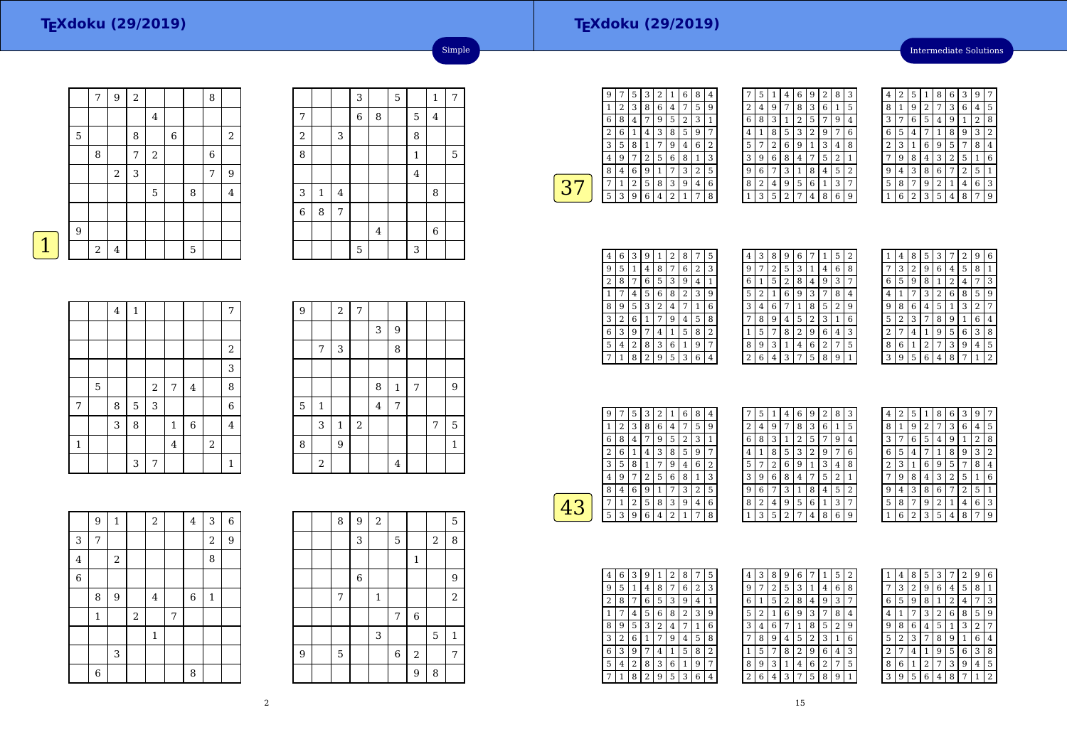# TEXdoku (29/2019)

Simple

1

| | | | | | | | | |
|---|---|---|---|---|---|---|---|---|
| | 7 | 9 | 2 | | | | 8 | |
| | | | | 4 | | | | |
| 5 | | | 8 | | 6 | | | 2 |
| | 8 | | 7 | 2 | | | 6 | |
| | | 2 | 3 | | | | 7 | 9 |
| | | | | 5 | | 8 | | 4 |
| | | | | | | | | |
| 9 | | | | | | | | |
| | 2 | 4 | | | | 5 | | |

| | | | | | | | | |
|---|---|---|---|---|---|---|---|---|
| | | | 3 | | 5 | | 1 | 7 |
| 7 | | | 6 | 8 | | 5 | 4 | |
| 2 | | 3 | | | | 8 | | |
| 8 | | | | | | 1 | | 5 |
| | | | | | | 4 | | |
| 3 | 1 | 4 | | | | | 8 | |
| 6 | 8 | 7 | | | | | | |
| | | | | 4 | | | 6 | |
| | | | 5 | | | 3 | | |

| | | | | | | | | |
|---|---|---|---|---|---|---|---|---|
| | | 4 | 1 | | | | | 7 |
| | | | | | | | | |
| | | | | | | | | 2 |
| | | | | | | | | 3 |
| | 5 | | | 2 | 7 | 4 | | 8 |
| 7 | | 8 | 5 | 3 | | | | 6 |
| | | 3 | 8 | | 1 | 6 | | 4 |
| 1 | | | | | 4 | | 2 | |
| | | | 3 | 7 | | | | 1 |

| | | | | | | | | |
|---|---|---|---|---|---|---|---|---|
| 9 | | 2 | 7 | | | | | |
| | | | | 3 | 9 | | | |
| | 7 | 3 | | | 8 | | | |
| | | | | | | | | |
| | | | | 8 | 1 | 7 | | 9 |
| 5 | 1 | | | 4 | 7 | | | |
| | 3 | 1 | 2 | | | | 7 | 5 |
| 8 | | 9 | | | | | | 1 |
| | 2 | | | | 4 | | | |

| | | | | | | | | |
|---|---|---|---|---|---|---|---|---|
| | 9 | 1 | | 2 | | 4 | 3 | 6 |
| 3 | 7 | | | | | | 2 | 9 |
| 4 | | 2 | | | | | 8 | |
| 6 | | | | | | | | |
| | 8 | 9 | | 4 | | 6 | 1 | |
| | 1 | | 2 | | 7 | | | |
| | | | | 1 | | | | |
| | | 3 | | | | | | |
| | 6 | | | | | 8 | | |

| | | | | | | | | |
|---|---|---|---|---|---|---|---|---|
| | | 8 | 9 | 2 | | | | 5 |
| | | | 3 | | 5 | | 2 | 8 |
| | | | | | | 1 | | |
| | | | 6 | | | | | 9 |
| | | 7 | | 1 | | | | 2 |
| | | | | | 7 | 6 | | |
| | | | | 3 | | | 5 | 1 |
| 9 | | 5 | | | 6 | 2 | | 7 |
| | | | | | | 9 | 8 | |

# TEXdoku (29/2019)

Intermediate Solutions

37

| | | | | | | | | |
|---|---|---|---|---|---|---|---|---|
| 9 | 7 | 5 | 3 | 2 | 1 | 6 | 8 | 4 |
| 1 | 2 | 3 | 8 | 6 | 4 | 7 | 5 | 9 |
| 6 | 8 | 4 | 7 | 9 | 5 | 2 | 3 | 1 |
| 2 | 6 | 1 | 4 | 3 | 8 | 5 | 9 | 7 |
| 3 | 5 | 8 | 1 | 7 | 9 | 4 | 6 | 2 |
| 4 | 9 | 7 | 2 | 5 | 6 | 8 | 1 | 3 |
| 8 | 4 | 6 | 9 | 1 | 7 | 3 | 2 | 5 |
| 7 | 1 | 2 | 5 | 8 | 3 | 9 | 4 | 6 |
| 5 | 3 | 9 | 6 | 4 | 2 | 1 | 7 | 8 |

| | | | | | | | | |
|---|---|---|---|---|---|---|---|---|
| 7 | 5 | 1 | 4 | 6 | 9 | 2 | 8 | 3 |
| 2 | 4 | 9 | 7 | 8 | 3 | 6 | 1 | 5 |
| 6 | 8 | 3 | 1 | 2 | 5 | 7 | 9 | 4 |
| 4 | 1 | 8 | 5 | 3 | 2 | 9 | 7 | 6 |
| 5 | 7 | 2 | 6 | 9 | 1 | 3 | 4 | 8 |
| 3 | 9 | 6 | 8 | 4 | 7 | 5 | 2 | 1 |
| 9 | 6 | 7 | 3 | 1 | 8 | 4 | 5 | 2 |
| 8 | 2 | 4 | 9 | 5 | 6 | 1 | 3 | 7 |
| 1 | 3 | 5 | 2 | 7 | 4 | 8 | 6 | 9 |

| | | | | | | | | |
|---|---|---|---|---|---|---|---|---|
| 4 | 2 | 5 | 1 | 8 | 6 | 3 | 9 | 7 |
| 8 | 1 | 9 | 2 | 7 | 3 | 6 | 4 | 5 |
| 3 | 7 | 6 | 5 | 4 | 9 | 1 | 2 | 8 |
| 6 | 5 | 4 | 7 | 1 | 8 | 9 | 3 | 2 |
| 2 | 3 | 1 | 6 | 9 | 5 | 7 | 8 | 4 |
| 7 | 9 | 8 | 4 | 3 | 2 | 5 | 1 | 6 |
| 9 | 4 | 3 | 8 | 6 | 7 | 2 | 5 | 1 |
| 5 | 8 | 7 | 9 | 2 | 1 | 4 | 6 | 3 |
| 1 | 6 | 2 | 3 | 5 | 4 | 8 | 7 | 9 |

| | | | | | | | | |
|---|---|---|---|---|---|---|---|---|
| 4 | 6 | 3 | 9 | 1 | 2 | 8 | 7 | 5 |
| 9 | 5 | 1 | 4 | 8 | 7 | 6 | 2 | 3 |
| 2 | 8 | 7 | 6 | 5 | 3 | 9 | 4 | 1 |
| 1 | 7 | 4 | 5 | 6 | 8 | 2 | 3 | 9 |
| 8 | 9 | 5 | 3 | 2 | 4 | 7 | 1 | 6 |
| 3 | 2 | 6 | 1 | 7 | 9 | 4 | 5 | 8 |
| 6 | 3 | 9 | 7 | 4 | 1 | 5 | 8 | 2 |
| 5 | 4 | 2 | 8 | 3 | 6 | 1 | 9 | 7 |
| 7 | 1 | 8 | 2 | 9 | 5 | 3 | 6 | 4 |

| | | | | | | | | |
|---|---|---|---|---|---|---|---|---|
| 4 | 3 | 8 | 9 | 6 | 7 | 1 | 5 | 2 |
| 9 | 7 | 2 | 5 | 3 | 1 | 4 | 6 | 8 |
| 6 | 1 | 5 | 2 | 8 | 4 | 9 | 3 | 7 |
| 5 | 2 | 1 | 6 | 9 | 3 | 7 | 8 | 4 |
| 3 | 4 | 6 | 7 | 1 | 8 | 5 | 2 | 9 |
| 7 | 8 | 9 | 4 | 5 | 2 | 3 | 1 | 6 |
| 1 | 5 | 7 | 8 | 2 | 9 | 6 | 4 | 3 |
| 8 | 9 | 3 | 1 | 4 | 6 | 2 | 7 | 5 |
| 2 | 6 | 4 | 3 | 7 | 5 | 8 | 9 | 1 |

| | | | | | | | | |
|---|---|---|---|---|---|---|---|---|
| 1 | 4 | 8 | 5 | 3 | 7 | 2 | 9 | 6 |
| 7 | 3 | 2 | 9 | 6 | 4 | 5 | 8 | 1 |
| 6 | 5 | 9 | 8 | 1 | 2 | 4 | 7 | 3 |
| 4 | 1 | 7 | 3 | 2 | 6 | 8 | 5 | 9 |
| 9 | 8 | 6 | 4 | 5 | 1 | 3 | 2 | 7 |
| 5 | 2 | 3 | 7 | 8 | 9 | 1 | 6 | 4 |
| 2 | 7 | 4 | 1 | 9 | 5 | 6 | 3 | 8 |
| 8 | 6 | 1 | 2 | 7 | 3 | 9 | 4 | 5 |
| 3 | 9 | 5 | 6 | 4 | 8 | 7 | 1 | 2 |

43

| | | | | | | | | |
|---|---|---|---|---|---|---|---|---|
| 9 | 7 | 5 | 3 | 2 | 1 | 6 | 8 | 4 |
| 1 | 2 | 3 | 8 | 6 | 4 | 7 | 5 | 9 |
| 6 | 8 | 4 | 7 | 9 | 5 | 2 | 3 | 1 |
| 2 | 6 | 1 | 4 | 3 | 8 | 5 | 9 | 7 |
| 3 | 5 | 8 | 1 | 7 | 9 | 4 | 6 | 2 |
| 4 | 9 | 7 | 2 | 5 | 6 | 8 | 1 | 3 |
| 8 | 4 | 6 | 9 | 1 | 7 | 3 | 2 | 5 |
| 7 | 1 | 2 | 5 | 8 | 3 | 9 | 4 | 6 |
| 5 | 3 | 9 | 6 | 4 | 2 | 1 | 7 | 8 |

| | | | | | | | | |
|---|---|---|---|---|---|---|---|---|
| 7 | 5 | 1 | 4 | 6 | 9 | 2 | 8 | 3 |
| 2 | 4 | 9 | 7 | 8 | 3 | 6 | 1 | 5 |
| 6 | 8 | 3 | 1 | 2 | 5 | 7 | 9 | 4 |
| 4 | 1 | 8 | 5 | 3 | 2 | 9 | 7 | 6 |
| 5 | 7 | 2 | 6 | 9 | 1 | 3 | 4 | 8 |
| 3 | 9 | 6 | 8 | 4 | 7 | 5 | 2 | 1 |
| 9 | 6 | 7 | 3 | 1 | 8 | 4 | 5 | 2 |
| 8 | 2 | 4 | 9 | 5 | 6 | 1 | 3 | 7 |
| 1 | 3 | 5 | 2 | 7 | 4 | 8 | 6 | 9 |

| | | | | | | | | |
|---|---|---|---|---|---|---|---|---|
| 4 | 2 | 5 | 1 | 8 | 6 | 3 | 9 | 7 |
| 8 | 1 | 9 | 2 | 7 | 3 | 6 | 4 | 5 |
| 3 | 7 | 6 | 5 | 4 | 9 | 1 | 2 | 8 |
| 6 | 5 | 4 | 7 | 1 | 8 | 9 | 3 | 2 |
| 2 | 3 | 1 | 6 | 9 | 5 | 7 | 8 | 4 |
| 7 | 9 | 8 | 4 | 3 | 2 | 5 | 1 | 6 |
| 9 | 4 | 3 | 8 | 6 | 7 | 2 | 5 | 1 |
| 5 | 8 | 7 | 9 | 2 | 1 | 4 | 6 | 3 |
| 1 | 6 | 2 | 3 | 5 | 4 | 8 | 7 | 9 |

| | | | | | | | | |
|---|---|---|---|---|---|---|---|---|
| 4 | 6 | 3 | 9 | 1 | 2 | 8 | 7 | 5 |
| 9 | 5 | 1 | 4 | 8 | 7 | 6 | 2 | 3 |
| 2 | 8 | 7 | 6 | 5 | 3 | 9 | 4 | 1 |
| 1 | 7 | 4 | 5 | 6 | 8 | 2 | 3 | 9 |
| 8 | 9 | 5 | 3 | 2 | 4 | 7 | 1 | 6 |
| 3 | 2 | 6 | 1 | 7 | 9 | 4 | 5 | 8 |
| 6 | 3 | 9 | 7 | 4 | 1 | 5 | 8 | 2 |
| 5 | 4 | 2 | 8 | 3 | 6 | 1 | 9 | 7 |
| 7 | 1 | 8 | 2 | 9 | 5 | 3 | 6 | 4 |

| | | | | | | | | |
|---|---|---|---|---|---|---|---|---|
| 4 | 3 | 8 | 9 | 6 | 7 | 1 | 5 | 2 |
| 9 | 7 | 2 | 5 | 3 | 1 | 4 | 6 | 8 |
| 6 | 1 | 5 | 2 | 8 | 4 | 9 | 3 | 7 |
| 5 | 2 | 1 | 6 | 9 | 3 | 7 | 8 | 4 |
| 3 | 4 | 6 | 7 | 1 | 8 | 5 | 2 | 9 |
| 7 | 8 | 9 | 4 | 5 | 2 | 3 | 1 | 6 |
| 1 | 5 | 7 | 8 | 2 | 9 | 6 | 4 | 3 |
| 8 | 9 | 3 | 1 | 4 | 6 | 2 | 7 | 5 |
| 2 | 6 | 4 | 3 | 7 | 5 | 8 | 9 | 1 |

| | | | | | | | | |
|---|---|---|---|---|---|---|---|---|
| 1 | 4 | 8 | 5 | 3 | 7 | 2 | 9 | 6 |
| 7 | 3 | 2 | 9 | 6 | 4 | 5 | 8 | 1 |
| 6 | 5 | 9 | 8 | 1 | 2 | 4 | 7 | 3 |
| 4 | 1 | 7 | 3 | 2 | 6 | 8 | 5 | 9 |
| 9 | 8 | 6 | 4 | 5 | 1 | 3 | 2 | 7 |
| 5 | 2 | 3 | 7 | 8 | 9 | 1 | 6 | 4 |
| 2 | 7 | 4 | 1 | 9 | 5 | 6 | 3 | 8 |
| 8 | 6 | 1 | 2 | 7 | 3 | 9 | 4 | 5 |
| 3 | 9 | 5 | 6 | 4 | 8 | 7 | 1 | 2 |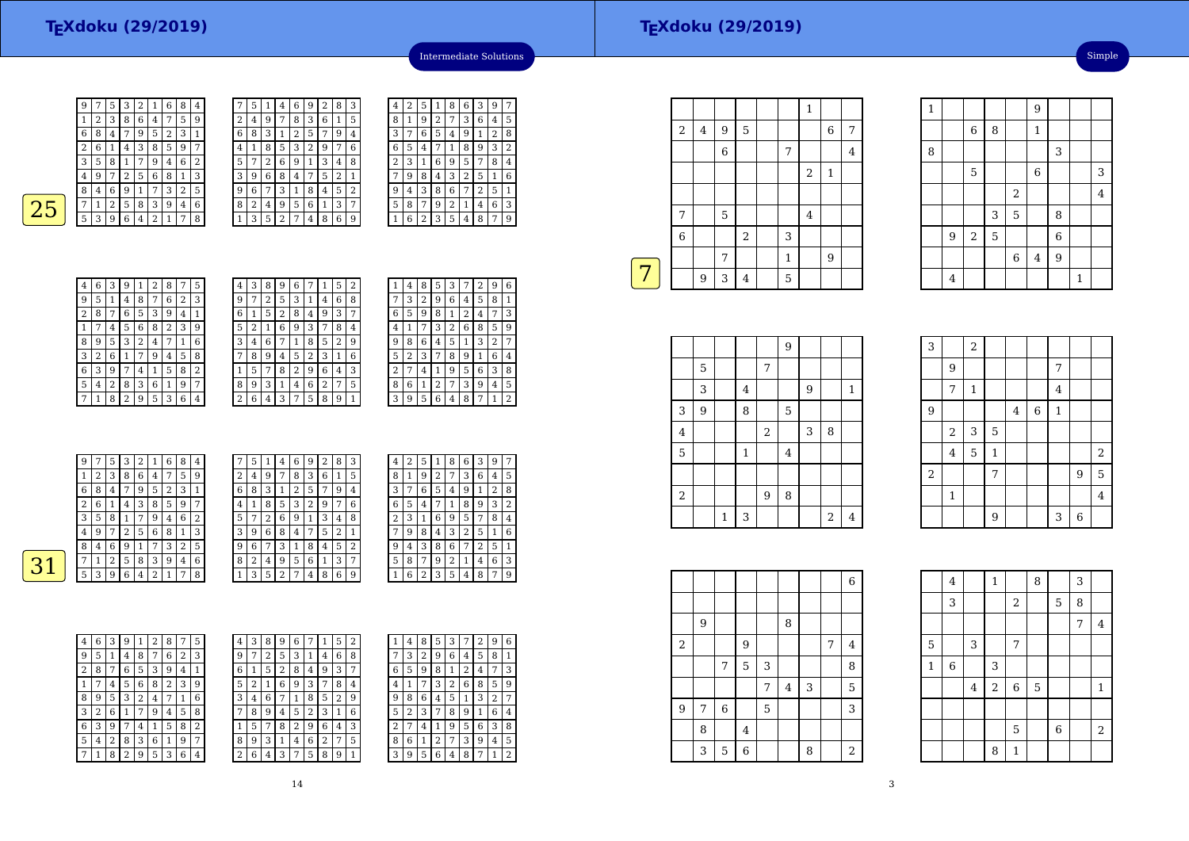Intermediate Solutions

**25**

| | | | | | | | | |
|---|---|---|---|---|---|---|---|---|
| 9 | 7 | 5 | 3 | 2 | 1 | 6 | 8 | 4 |
| 1 | 2 | 3 | 8 | 6 | 4 | 7 | 5 | 9 |
| 6 | 8 | 4 | 7 | 9 | 5 | 2 | 3 | 1 |
| 2 | 6 | 1 | 4 | 3 | 8 | 5 | 9 | 7 |
| 3 | 5 | 8 | 1 | 7 | 9 | 4 | 6 | 2 |
| 4 | 9 | 7 | 2 | 5 | 6 | 8 | 1 | 3 |
| 8 | 4 | 6 | 9 | 1 | 7 | 3 | 2 | 5 |
| 7 | 1 | 2 | 5 | 8 | 3 | 9 | 4 | 6 |
| 5 | 3 | 9 | 6 | 4 | 2 | 1 | 7 | 8 |

| | | | | | | | | |
|---|---|---|---|---|---|---|---|---|
| 7 | 5 | 1 | 4 | 6 | 9 | 2 | 8 | 3 |
| 2 | 4 | 9 | 7 | 8 | 3 | 6 | 1 | 5 |
| 6 | 8 | 3 | 1 | 2 | 5 | 7 | 9 | 4 |
| 4 | 1 | 8 | 5 | 3 | 2 | 9 | 7 | 6 |
| 5 | 7 | 2 | 6 | 9 | 1 | 3 | 4 | 8 |
| 3 | 9 | 6 | 8 | 4 | 7 | 5 | 2 | 1 |
| 9 | 6 | 7 | 3 | 1 | 8 | 4 | 5 | 2 |
| 8 | 2 | 4 | 9 | 5 | 6 | 1 | 3 | 7 |
| 1 | 3 | 5 | 2 | 7 | 4 | 8 | 6 | 9 |

| | | | | | | | | |
|---|---|---|---|---|---|---|---|---|
| 4 | 2 | 5 | 1 | 8 | 6 | 3 | 9 | 7 |
| 8 | 1 | 9 | 2 | 7 | 3 | 6 | 4 | 5 |
| 3 | 7 | 6 | 5 | 4 | 9 | 1 | 2 | 8 |
| 6 | 5 | 4 | 7 | 1 | 8 | 9 | 3 | 2 |
| 2 | 3 | 1 | 6 | 9 | 5 | 7 | 8 | 4 |
| 7 | 9 | 8 | 4 | 3 | 2 | 5 | 1 | 6 |
| 9 | 4 | 3 | 8 | 6 | 7 | 2 | 5 | 1 |
| 5 | 8 | 7 | 9 | 2 | 1 | 4 | 6 | 3 |
| 1 | 6 | 2 | 3 | 5 | 4 | 8 | 7 | 9 |

| | | | | | | | | |
|---|---|---|---|---|---|---|---|---|
| 4 | 6 | 3 | 9 | 1 | 2 | 8 | 7 | 5 |
| 9 | 5 | 1 | 4 | 8 | 7 | 6 | 2 | 3 |
| 2 | 8 | 7 | 6 | 5 | 3 | 9 | 4 | 1 |
| 1 | 7 | 4 | 5 | 6 | 8 | 2 | 3 | 9 |
| 8 | 9 | 5 | 3 | 2 | 4 | 7 | 1 | 6 |
| 3 | 2 | 6 | 1 | 7 | 9 | 4 | 5 | 8 |
| 6 | 3 | 9 | 7 | 4 | 1 | 5 | 8 | 2 |
| 5 | 4 | 2 | 8 | 3 | 6 | 1 | 9 | 7 |
| 7 | 1 | 8 | 2 | 9 | 5 | 3 | 6 | 4 |

| | | | | | | | | |
|---|---|---|---|---|---|---|---|---|
| 4 | 3 | 8 | 9 | 6 | 7 | 1 | 5 | 2 |
| 9 | 7 | 2 | 5 | 3 | 1 | 4 | 6 | 8 |
| 6 | 1 | 5 | 2 | 8 | 4 | 9 | 3 | 7 |
| 5 | 2 | 1 | 6 | 9 | 3 | 7 | 8 | 4 |
| 3 | 4 | 6 | 7 | 1 | 8 | 5 | 2 | 9 |
| 7 | 8 | 9 | 4 | 5 | 2 | 3 | 1 | 6 |
| 1 | 5 | 7 | 8 | 2 | 9 | 6 | 4 | 3 |
| 8 | 9 | 3 | 1 | 4 | 6 | 2 | 7 | 5 |
| 2 | 6 | 4 | 3 | 7 | 5 | 8 | 9 | 1 |

| | | | | | | | | |
|---|---|---|---|---|---|---|---|---|
| 1 | 4 | 8 | 5 | 3 | 7 | 2 | 9 | 6 |
| 7 | 3 | 2 | 9 | 6 | 4 | 5 | 8 | 1 |
| 6 | 5 | 9 | 8 | 1 | 2 | 4 | 7 | 3 |
| 4 | 1 | 7 | 3 | 2 | 6 | 8 | 5 | 9 |
| 9 | 8 | 6 | 4 | 5 | 1 | 3 | 2 | 7 |
| 5 | 2 | 3 | 7 | 8 | 9 | 1 | 6 | 4 |
| 2 | 7 | 4 | 1 | 9 | 5 | 6 | 3 | 8 |
| 8 | 6 | 1 | 2 | 7 | 3 | 9 | 4 | 5 |
| 3 | 9 | 5 | 6 | 4 | 8 | 7 | 1 | 2 |

**31**

| | | | | | | | | |
|---|---|---|---|---|---|---|---|---|
| 9 | 7 | 5 | 3 | 2 | 1 | 6 | 8 | 4 |
| 1 | 2 | 3 | 8 | 6 | 4 | 7 | 5 | 9 |
| 6 | 8 | 4 | 7 | 9 | 5 | 2 | 3 | 1 |
| 2 | 6 | 1 | 4 | 3 | 8 | 5 | 9 | 7 |
| 3 | 5 | 8 | 1 | 7 | 9 | 4 | 6 | 2 |
| 4 | 9 | 7 | 2 | 5 | 6 | 8 | 1 | 3 |
| 8 | 4 | 6 | 9 | 1 | 7 | 3 | 2 | 5 |
| 7 | 1 | 2 | 5 | 8 | 3 | 9 | 4 | 6 |
| 5 | 3 | 9 | 6 | 4 | 2 | 1 | 7 | 8 |

| | | | | | | | | |
|---|---|---|---|---|---|---|---|---|
| 7 | 5 | 1 | 4 | 6 | 9 | 2 | 8 | 3 |
| 2 | 4 | 9 | 7 | 8 | 3 | 6 | 1 | 5 |
| 6 | 8 | 3 | 1 | 2 | 5 | 7 | 9 | 4 |
| 4 | 1 | 8 | 5 | 3 | 2 | 9 | 7 | 6 |
| 5 | 7 | 2 | 6 | 9 | 1 | 3 | 4 | 8 |
| 3 | 9 | 6 | 8 | 4 | 7 | 5 | 2 | 1 |
| 9 | 6 | 7 | 3 | 1 | 8 | 4 | 5 | 2 |
| 8 | 2 | 4 | 9 | 5 | 6 | 1 | 3 | 7 |
| 1 | 3 | 5 | 2 | 7 | 4 | 8 | 6 | 9 |

| | | | | | | | | |
|---|---|---|---|---|---|---|---|---|
| 4 | 2 | 5 | 1 | 8 | 6 | 3 | 9 | 7 |
| 8 | 1 | 9 | 2 | 7 | 3 | 6 | 4 | 5 |
| 3 | 7 | 6 | 5 | 4 | 9 | 1 | 2 | 8 |
| 6 | 5 | 4 | 7 | 1 | 8 | 9 | 3 | 2 |
| 2 | 3 | 1 | 6 | 9 | 5 | 7 | 8 | 4 |
| 7 | 9 | 8 | 4 | 3 | 2 | 5 | 1 | 6 |
| 9 | 4 | 3 | 8 | 6 | 7 | 2 | 5 | 1 |
| 5 | 8 | 7 | 9 | 2 | 1 | 4 | 6 | 3 |
| 1 | 6 | 2 | 3 | 5 | 4 | 8 | 7 | 9 |

| | | | | | | | | |
|---|---|---|---|---|---|---|---|---|
| 4 | 6 | 3 | 9 | 1 | 2 | 8 | 7 | 5 |
| 9 | 5 | 1 | 4 | 8 | 7 | 6 | 2 | 3 |
| 2 | 8 | 7 | 6 | 5 | 3 | 9 | 4 | 1 |
| 1 | 7 | 4 | 5 | 6 | 8 | 2 | 3 | 9 |
| 8 | 9 | 5 | 3 | 2 | 4 | 7 | 1 | 6 |
| 3 | 2 | 6 | 1 | 7 | 9 | 4 | 5 | 8 |
| 6 | 3 | 9 | 7 | 4 | 1 | 5 | 8 | 2 |
| 5 | 4 | 2 | 8 | 3 | 6 | 1 | 9 | 7 |
| 7 | 1 | 8 | 2 | 9 | 5 | 3 | 6 | 4 |

| | | | | | | | | |
|---|---|---|---|---|---|---|---|---|
| 4 | 3 | 8 | 9 | 6 | 7 | 1 | 5 | 2 |
| 9 | 7 | 2 | 5 | 3 | 1 | 4 | 6 | 8 |
| 6 | 1 | 5 | 2 | 8 | 4 | 9 | 3 | 7 |
| 5 | 2 | 1 | 6 | 9 | 3 | 7 | 8 | 4 |
| 3 | 4 | 6 | 7 | 1 | 8 | 5 | 2 | 9 |
| 7 | 8 | 9 | 4 | 5 | 2 | 3 | 1 | 6 |
| 1 | 5 | 7 | 8 | 2 | 9 | 6 | 4 | 3 |
| 8 | 9 | 3 | 1 | 4 | 6 | 2 | 7 | 5 |
| 2 | 6 | 4 | 3 | 7 | 5 | 8 | 9 | 1 |

| | | | | | | | | |
|---|---|---|---|---|---|---|---|---|
| 1 | 4 | 8 | 5 | 3 | 7 | 2 | 9 | 6 |
| 7 | 3 | 2 | 9 | 6 | 4 | 5 | 8 | 1 |
| 6 | 5 | 9 | 8 | 1 | 2 | 4 | 7 | 3 |
| 4 | 1 | 7 | 3 | 2 | 6 | 8 | 5 | 9 |
| 9 | 8 | 6 | 4 | 5 | 1 | 3 | 2 | 7 |
| 5 | 2 | 3 | 7 | 8 | 9 | 1 | 6 | 4 |
| 2 | 7 | 4 | 1 | 9 | 5 | 6 | 3 | 8 |
| 8 | 6 | 1 | 2 | 7 | 3 | 9 | 4 | 5 |
| 3 | 9 | 5 | 6 | 4 | 8 | 7 | 1 | 2 |

Simple

**7**

| | | | | | | | | |
|---|---|---|---|---|---|---|---|---|
| | | | | | | 1 | | |
| 2 | 4 | 9 | 5 | | | | 6 | 7 |
| | | 6 | | | 7 | | | 4 |
| | | | | | | 2 | 1 | |
| | | | | | | | | |
| 7 | | 5 | | | | 4 | | |
| 6 | | | 2 | | 3 | | | |
| | | 7 | | | 1 | | 9 | |
| | 9 | 3 | 4 | | 5 | | | |

| | | | | | | | | |
|---|---|---|---|---|---|---|---|---|
| 1 | | | | | 9 | | | |
| | | 6 | 8 | | 1 | | | |
| 8 | | | | | | 3 | | |
| | | 5 | | | 6 | | | 3 |
| | | | | 2 | | | | 4 |
| | | | 3 | 5 | | 8 | | |
| | 9 | 2 | 5 | | | 6 | | |
| | | | | 6 | 4 | 9 | | |
| | 4 | | | | | | 1 | |

| | | | | | | | | |
|---|---|---|---|---|---|---|---|---|
| | | | | | 9 | | | |
| | 5 | | | 7 | | | | |
| | 3 | | 4 | | | 9 | | 1 |
| 3 | 9 | | 8 | | 5 | | | |
| 4 | | | | 2 | | 3 | 8 | |
| 5 | | | 1 | | 4 | | | |
| | | | | | | | | |
| 2 | | | | 9 | 8 | | | |
| | | 1 | 3 | | | | 2 | 4 |

| | | | | | | | | |
|---|---|---|---|---|---|---|---|---|
| 3 | | 2 | | | | | | |
| | 9 | | | | | 7 | | |
| | 7 | 1 | | | | 4 | | |
| 9 | | | | 4 | 6 | 1 | | |
| | 2 | 3 | 5 | | | | | |
| | 4 | 5 | 1 | | | | | 2 |
| 2 | | | 7 | | | | 9 | 5 |
| | 1 | | | | | | | 4 |
| | | | 9 | | | 3 | 6 | |

| | | | | | | | | |
|---|---|---|---|---|---|---|---|---|
| | | | | | | | | 6 |
| | | | | | | | | |
| | 9 | | | | 8 | | | |
| 2 | | | 9 | | | | 7 | 4 |
| | | 7 | 5 | 3 | | | | 8 |
| | | | | 7 | 4 | 3 | | 5 |
| 9 | 7 | 6 | | 5 | | | | 3 |
| | 8 | | 4 | | | | | |
| | 3 | 5 | 6 | | | 8 | | 2 |

| | | | | | | | | |
|---|---|---|---|---|---|---|---|---|
| | 4 | | 1 | | 8 | | 3 | |
| | 3 | | | 2 | | 5 | 8 | |
| | | | | | | | 7 | 4 |
| 5 | | 3 | | 7 | | | | |
| 1 | 6 | | 3 | | | | | |
| | | 4 | 2 | 6 | 5 | | | 1 |
| | | | | | | | | |
| | | | | 5 | | 6 | | 2 |
| | | | 8 | 1 | | | | |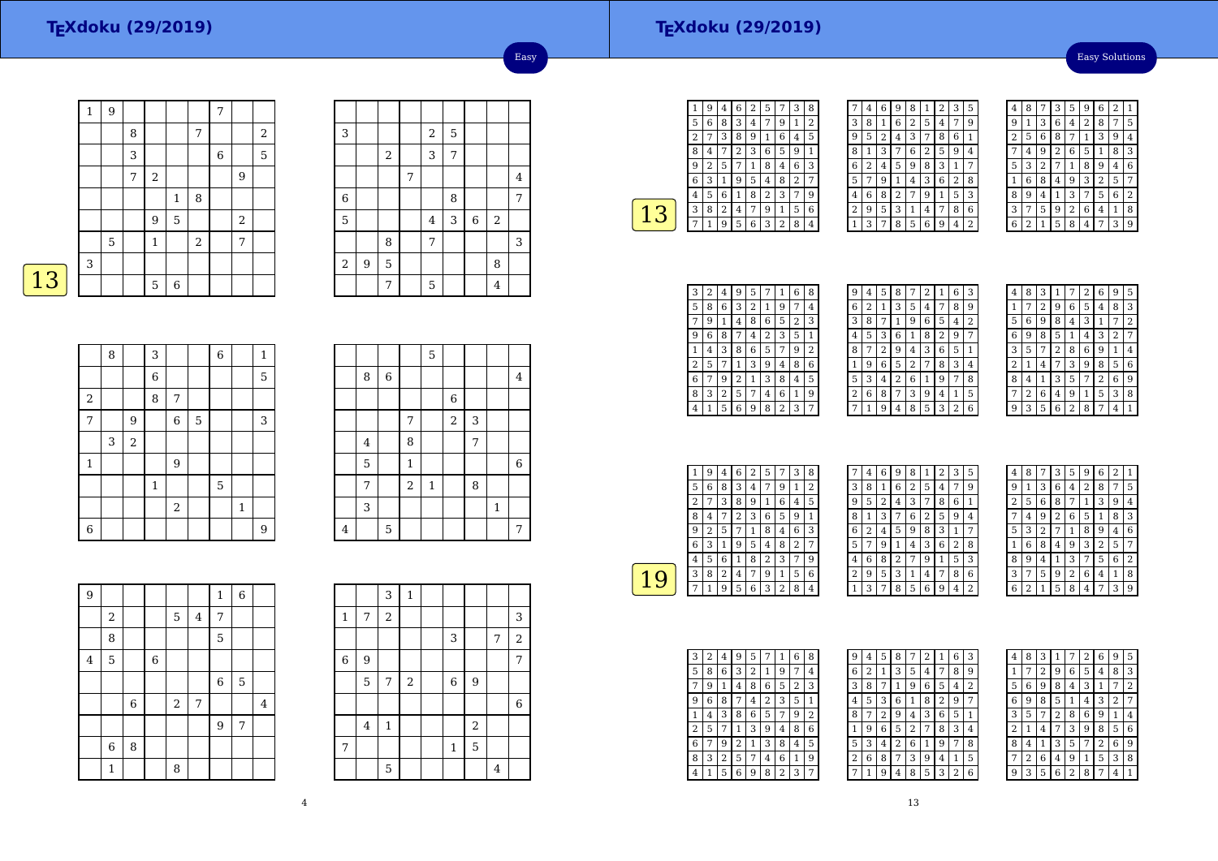Easy

13

|   |   |   |   |   |   |   |   |   |
|---|---|---|---|---|---|---|---|---|
| 1 | 9 |   |   |   |   | 7 |   |   |
|   |   | 8 |   |   | 7 |   |   | 2 |
|   |   | 3 |   |   |   | 6 |   | 5 |
|   |   | 7 | 2 |   |   |   | 9 |   |
|   |   |   |   | 1 | 8 |   |   |   |
|   |   |   | 9 | 5 |   |   | 2 |   |
|   | 5 |   | 1 |   | 2 |   | 7 |   |
| 3 |   |   |   |   |   |   |   |   |
|   |   |   | 5 | 6 |   |   |   |   |

|   |   |   |   |   |   |   |   |   |
|---|---|---|---|---|---|---|---|---|
|   |   |   |   |   |   |   |   |   |
| 3 |   |   |   | 2 | 5 |   |   |   |
|   |   | 2 |   | 3 | 7 |   |   |   |
|   |   |   | 7 |   |   |   |   | 4 |
| 6 |   |   |   |   | 8 |   |   | 7 |
| 5 |   |   |   | 4 | 3 | 6 | 2 |   |
|   |   | 8 |   | 7 |   |   |   | 3 |
| 2 | 9 | 5 |   |   |   |   | 8 |   |
|   |   | 7 |   | 5 |   |   | 4 |   |

|   |   |   |   |   |   |   |   |   |
|---|---|---|---|---|---|---|---|---|
|   | 8 |   | 3 |   |   | 6 |   | 1 |
|   |   |   | 6 |   |   |   |   | 5 |
| 2 |   |   | 8 | 7 |   |   |   |   |
| 7 |   | 9 |   | 6 | 5 |   |   | 3 |
|   | 3 | 2 |   |   |   |   |   |   |
| 1 |   |   |   | 9 |   |   |   |   |
|   |   |   | 1 |   |   | 5 |   |   |
|   |   |   |   | 2 |   |   | 1 |   |
| 6 |   |   |   |   |   |   |   | 9 |

|   |   |   |   |   |   |   |   |   |
|---|---|---|---|---|---|---|---|---|
|   |   |   |   | 5 |   |   |   |   |
|   | 8 | 6 |   |   |   |   |   | 4 |
|   |   |   |   |   | 6 |   |   |   |
|   |   |   | 7 |   | 2 | 3 |   |   |
|   | 4 |   | 8 |   |   | 7 |   |   |
|   | 5 |   | 1 |   |   |   |   | 6 |
|   | 7 |   | 2 | 1 |   | 8 |   |   |
|   | 3 |   |   |   |   |   | 1 |   |
| 4 |   | 5 |   |   |   |   |   | 7 |

|   |   |   |   |   |   |   |   |   |
|---|---|---|---|---|---|---|---|---|
| 9 |   |   |   |   |   | 1 | 6 |   |
|   | 2 |   |   | 5 | 4 | 7 |   |   |
|   | 8 |   |   |   |   | 5 |   |   |
| 4 | 5 |   | 6 |   |   |   |   |   |
|   |   |   |   |   |   | 6 | 5 |   |
|   |   | 6 |   | 2 | 7 |   |   | 4 |
|   |   |   |   |   |   | 9 | 7 |   |
|   | 6 | 8 |   |   |   |   |   |   |
|   | 1 |   |   | 8 |   |   |   |   |

|   |   |   |   |   |   |   |   |   |
|---|---|---|---|---|---|---|---|---|
|   |   | 3 | 1 |   |   |   |   |   |
| 1 | 7 | 2 |   |   |   |   |   | 3 |
|   |   |   |   |   | 3 |   | 7 | 2 |
| 6 | 9 |   |   |   |   |   |   | 7 |
|   | 5 | 7 | 2 |   | 6 | 9 |   |   |
|   |   |   |   |   |   |   |   | 6 |
|   | 4 | 1 |   |   |   | 2 |   |   |
| 7 |   |   |   |   | 1 | 5 |   |   |
|   |   | 5 |   |   |   |   | 4 |   |

Easy Solutions

13

|   |   |   |   |   |   |   |   |   |
|---|---|---|---|---|---|---|---|---|
| 1 | 9 | 4 | 6 | 2 | 5 | 7 | 3 | 8 |
| 5 | 6 | 8 | 3 | 4 | 7 | 9 | 1 | 2 |
| 2 | 7 | 3 | 8 | 9 | 1 | 6 | 4 | 5 |
| 8 | 4 | 7 | 2 | 3 | 6 | 5 | 9 | 1 |
| 9 | 2 | 5 | 7 | 1 | 8 | 4 | 6 | 3 |
| 6 | 3 | 1 | 9 | 5 | 4 | 8 | 2 | 7 |
| 4 | 5 | 6 | 1 | 8 | 2 | 3 | 7 | 9 |
| 3 | 8 | 2 | 4 | 7 | 9 | 1 | 5 | 6 |
| 7 | 1 | 9 | 5 | 6 | 3 | 2 | 8 | 4 |

|   |   |   |   |   |   |   |   |   |
|---|---|---|---|---|---|---|---|---|
| 7 | 4 | 6 | 9 | 8 | 1 | 2 | 3 | 5 |
| 3 | 8 | 1 | 6 | 2 | 5 | 4 | 7 | 9 |
| 9 | 5 | 2 | 4 | 3 | 7 | 8 | 6 | 1 |
| 8 | 1 | 3 | 7 | 6 | 2 | 5 | 9 | 4 |
| 6 | 2 | 4 | 5 | 9 | 8 | 3 | 1 | 7 |
| 5 | 7 | 9 | 1 | 4 | 3 | 6 | 2 | 8 |
| 4 | 6 | 8 | 2 | 7 | 9 | 1 | 5 | 3 |
| 2 | 9 | 5 | 3 | 1 | 4 | 7 | 8 | 6 |
| 1 | 3 | 7 | 8 | 5 | 6 | 9 | 4 | 2 |

|   |   |   |   |   |   |   |   |   |
|---|---|---|---|---|---|---|---|---|
| 4 | 8 | 7 | 3 | 5 | 9 | 6 | 2 | 1 |
| 9 | 1 | 3 | 6 | 4 | 2 | 8 | 7 | 5 |
| 2 | 5 | 6 | 8 | 7 | 1 | 3 | 9 | 4 |
| 7 | 4 | 9 | 2 | 6 | 5 | 1 | 8 | 3 |
| 5 | 3 | 2 | 7 | 1 | 8 | 9 | 4 | 6 |
| 1 | 6 | 8 | 4 | 9 | 3 | 2 | 5 | 7 |
| 8 | 9 | 4 | 1 | 3 | 7 | 5 | 6 | 2 |
| 3 | 7 | 5 | 9 | 2 | 6 | 4 | 1 | 8 |
| 6 | 2 | 1 | 5 | 8 | 4 | 7 | 3 | 9 |

|   |   |   |   |   |   |   |   |   |
|---|---|---|---|---|---|---|---|---|
| 3 | 2 | 4 | 9 | 5 | 7 | 1 | 6 | 8 |
| 5 | 8 | 6 | 3 | 2 | 1 | 9 | 7 | 4 |
| 7 | 9 | 1 | 4 | 8 | 6 | 5 | 2 | 3 |
| 9 | 6 | 8 | 7 | 4 | 2 | 3 | 5 | 1 |
| 1 | 4 | 3 | 8 | 6 | 5 | 7 | 9 | 2 |
| 2 | 5 | 7 | 1 | 3 | 9 | 4 | 8 | 6 |
| 6 | 7 | 9 | 2 | 1 | 3 | 8 | 4 | 5 |
| 8 | 3 | 2 | 5 | 7 | 4 | 6 | 1 | 9 |
| 4 | 1 | 5 | 6 | 9 | 8 | 2 | 3 | 7 |

|   |   |   |   |   |   |   |   |   |
|---|---|---|---|---|---|---|---|---|
| 9 | 4 | 5 | 8 | 7 | 2 | 1 | 6 | 3 |
| 6 | 2 | 1 | 3 | 5 | 4 | 7 | 8 | 9 |
| 3 | 8 | 7 | 1 | 9 | 6 | 5 | 4 | 2 |
| 4 | 5 | 3 | 6 | 1 | 8 | 2 | 9 | 7 |
| 8 | 7 | 2 | 9 | 4 | 3 | 6 | 5 | 1 |
| 1 | 9 | 6 | 5 | 2 | 7 | 8 | 3 | 4 |
| 5 | 3 | 4 | 2 | 6 | 1 | 9 | 7 | 8 |
| 2 | 6 | 8 | 7 | 3 | 9 | 4 | 1 | 5 |
| 7 | 1 | 9 | 4 | 8 | 5 | 3 | 2 | 6 |

|   |   |   |   |   |   |   |   |   |
|---|---|---|---|---|---|---|---|---|
| 4 | 8 | 3 | 1 | 7 | 2 | 6 | 9 | 5 |
| 1 | 7 | 2 | 9 | 6 | 5 | 4 | 8 | 3 |
| 5 | 6 | 9 | 8 | 4 | 3 | 1 | 7 | 2 |
| 6 | 9 | 8 | 5 | 1 | 4 | 3 | 2 | 7 |
| 3 | 5 | 7 | 2 | 8 | 6 | 9 | 1 | 4 |
| 2 | 1 | 4 | 7 | 3 | 9 | 8 | 5 | 6 |
| 8 | 4 | 1 | 3 | 5 | 7 | 2 | 6 | 9 |
| 7 | 2 | 6 | 4 | 9 | 1 | 5 | 3 | 8 |
| 9 | 3 | 5 | 6 | 2 | 8 | 7 | 4 | 1 |

19

|   |   |   |   |   |   |   |   |   |
|---|---|---|---|---|---|---|---|---|
| 1 | 9 | 4 | 6 | 2 | 5 | 7 | 3 | 8 |
| 5 | 6 | 8 | 3 | 4 | 7 | 9 | 1 | 2 |
| 2 | 7 | 3 | 8 | 9 | 1 | 6 | 4 | 5 |
| 8 | 4 | 7 | 2 | 3 | 6 | 5 | 9 | 1 |
| 9 | 2 | 5 | 7 | 1 | 8 | 4 | 6 | 3 |
| 6 | 3 | 1 | 9 | 5 | 4 | 8 | 2 | 7 |
| 4 | 5 | 6 | 1 | 8 | 2 | 3 | 7 | 9 |
| 3 | 8 | 2 | 4 | 7 | 9 | 1 | 5 | 6 |
| 7 | 1 | 9 | 5 | 6 | 3 | 2 | 8 | 4 |

|   |   |   |   |   |   |   |   |   |
|---|---|---|---|---|---|---|---|---|
| 7 | 4 | 6 | 9 | 8 | 1 | 2 | 3 | 5 |
| 3 | 8 | 1 | 6 | 2 | 5 | 4 | 7 | 9 |
| 9 | 5 | 2 | 4 | 3 | 7 | 8 | 6 | 1 |
| 8 | 1 | 3 | 7 | 6 | 2 | 5 | 9 | 4 |
| 6 | 2 | 4 | 5 | 9 | 8 | 3 | 1 | 7 |
| 5 | 7 | 9 | 1 | 4 | 3 | 6 | 2 | 8 |
| 4 | 6 | 8 | 2 | 7 | 9 | 1 | 5 | 3 |
| 2 | 9 | 5 | 3 | 1 | 4 | 7 | 8 | 6 |
| 1 | 3 | 7 | 8 | 5 | 6 | 9 | 4 | 2 |

|   |   |   |   |   |   |   |   |   |
|---|---|---|---|---|---|---|---|---|
| 4 | 8 | 7 | 3 | 5 | 9 | 6 | 2 | 1 |
| 9 | 1 | 3 | 6 | 4 | 2 | 8 | 7 | 5 |
| 2 | 5 | 6 | 8 | 7 | 1 | 3 | 9 | 4 |
| 7 | 4 | 9 | 2 | 6 | 5 | 1 | 8 | 3 |
| 5 | 3 | 2 | 7 | 1 | 8 | 9 | 4 | 6 |
| 1 | 6 | 8 | 4 | 9 | 3 | 2 | 5 | 7 |
| 8 | 9 | 4 | 1 | 3 | 7 | 5 | 6 | 2 |
| 3 | 7 | 5 | 9 | 2 | 6 | 4 | 1 | 8 |
| 6 | 2 | 1 | 5 | 8 | 4 | 7 | 3 | 9 |

|   |   |   |   |   |   |   |   |   |
|---|---|---|---|---|---|---|---|---|
| 3 | 2 | 4 | 9 | 5 | 7 | 1 | 6 | 8 |
| 5 | 8 | 6 | 3 | 2 | 1 | 9 | 7 | 4 |
| 7 | 9 | 1 | 4 | 8 | 6 | 5 | 2 | 3 |
| 9 | 6 | 8 | 7 | 4 | 2 | 3 | 5 | 1 |
| 1 | 4 | 3 | 8 | 6 | 5 | 7 | 9 | 2 |
| 2 | 5 | 7 | 1 | 3 | 9 | 4 | 8 | 6 |
| 6 | 7 | 9 | 2 | 1 | 3 | 8 | 4 | 5 |
| 8 | 3 | 2 | 5 | 7 | 4 | 6 | 1 | 9 |
| 4 | 1 | 5 | 6 | 9 | 8 | 2 | 3 | 7 |

|   |   |   |   |   |   |   |   |   |
|---|---|---|---|---|---|---|---|---|
| 9 | 4 | 5 | 8 | 7 | 2 | 1 | 6 | 3 |
| 6 | 2 | 1 | 3 | 5 | 4 | 7 | 8 | 9 |
| 3 | 8 | 7 | 1 | 9 | 6 | 5 | 4 | 2 |
| 4 | 5 | 3 | 6 | 1 | 8 | 2 | 9 | 7 |
| 8 | 7 | 2 | 9 | 4 | 3 | 6 | 5 | 1 |
| 1 | 9 | 6 | 5 | 2 | 7 | 8 | 3 | 4 |
| 5 | 3 | 4 | 2 | 6 | 1 | 9 | 7 | 8 |
| 2 | 6 | 8 | 7 | 3 | 9 | 4 | 1 | 5 |
| 7 | 1 | 9 | 4 | 8 | 5 | 3 | 2 | 6 |

|   |   |   |   |   |   |   |   |   |
|---|---|---|---|---|---|---|---|---|
| 4 | 8 | 3 | 1 | 7 | 2 | 6 | 9 | 5 |
| 1 | 7 | 2 | 9 | 6 | 5 | 4 | 8 | 3 |
| 5 | 6 | 9 | 8 | 4 | 3 | 1 | 7 | 2 |
| 6 | 9 | 8 | 5 | 1 | 4 | 3 | 2 | 7 |
| 3 | 5 | 7 | 2 | 8 | 6 | 9 | 1 | 4 |
| 2 | 1 | 4 | 7 | 3 | 9 | 8 | 5 | 6 |
| 8 | 4 | 1 | 3 | 5 | 7 | 2 | 6 | 9 |
| 7 | 2 | 6 | 4 | 9 | 1 | 5 | 3 | 8 |
| 9 | 3 | 5 | 6 | 2 | 8 | 7 | 4 | 1 |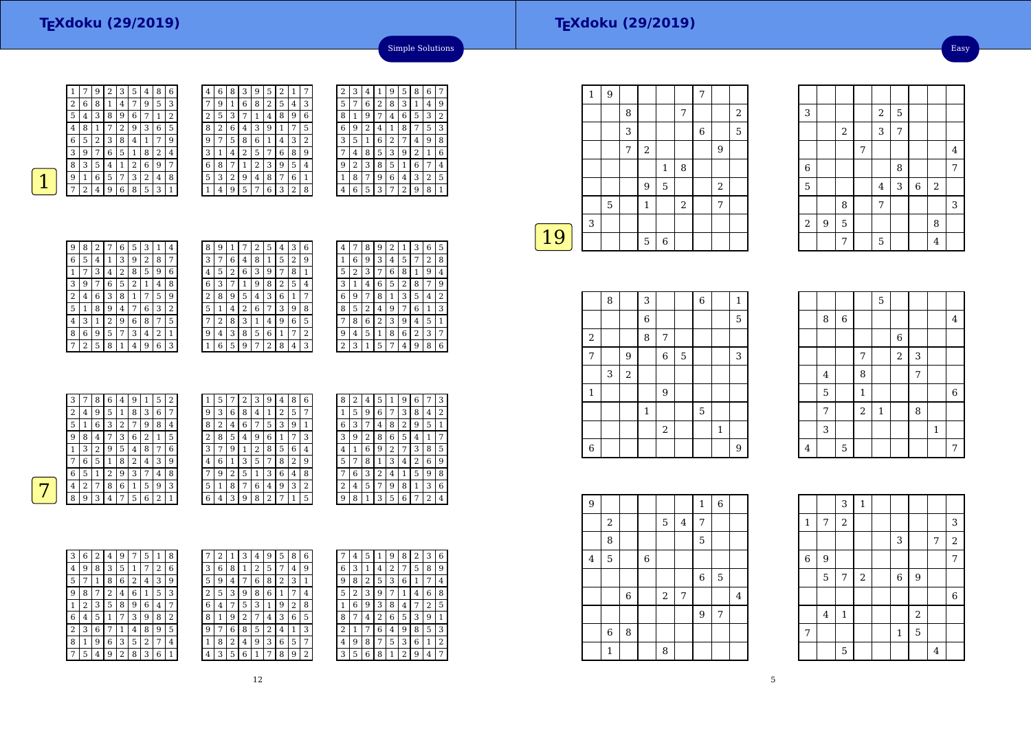# TEXdoku (29/2019)

Simple Solutions

**1**

| | | | | | | | | |
|---|---|---|---|---|---|---|---|---|
| 1 | 7 | 9 | 2 | 3 | 5 | 4 | 8 | 6 |
| 2 | 6 | 8 | 1 | 4 | 7 | 9 | 5 | 3 |
| 5 | 4 | 3 | 8 | 9 | 6 | 7 | 1 | 2 |
| 4 | 8 | 1 | 7 | 2 | 9 | 3 | 6 | 5 |
| 6 | 5 | 2 | 3 | 8 | 4 | 1 | 7 | 9 |
| 3 | 9 | 7 | 6 | 5 | 1 | 8 | 2 | 4 |
| 8 | 3 | 5 | 4 | 1 | 2 | 6 | 9 | 7 |
| 9 | 1 | 6 | 5 | 7 | 3 | 2 | 4 | 8 |
| 7 | 2 | 4 | 9 | 6 | 8 | 5 | 3 | 1 |

| | | | | | | | | |
|---|---|---|---|---|---|---|---|---|
| 4 | 6 | 8 | 3 | 9 | 5 | 2 | 1 | 7 |
| 7 | 9 | 1 | 6 | 8 | 2 | 5 | 4 | 3 |
| 2 | 5 | 3 | 7 | 1 | 4 | 8 | 9 | 6 |
| 8 | 2 | 6 | 4 | 3 | 9 | 1 | 7 | 5 |
| 9 | 7 | 5 | 8 | 6 | 1 | 4 | 3 | 2 |
| 3 | 1 | 4 | 2 | 5 | 7 | 6 | 8 | 9 |
| 6 | 8 | 7 | 1 | 2 | 3 | 9 | 5 | 4 |
| 5 | 3 | 2 | 9 | 4 | 8 | 7 | 6 | 1 |
| 1 | 4 | 9 | 5 | 7 | 6 | 3 | 2 | 8 |

| | | | | | | | | |
|---|---|---|---|---|---|---|---|---|
| 2 | 3 | 4 | 1 | 9 | 5 | 8 | 6 | 7 |
| 5 | 7 | 6 | 2 | 8 | 3 | 1 | 4 | 9 |
| 8 | 1 | 9 | 7 | 4 | 6 | 5 | 3 | 2 |
| 6 | 9 | 2 | 4 | 1 | 8 | 7 | 5 | 3 |
| 3 | 5 | 1 | 6 | 2 | 7 | 4 | 9 | 8 |
| 7 | 4 | 8 | 5 | 3 | 9 | 2 | 1 | 6 |
| 9 | 2 | 3 | 8 | 5 | 1 | 6 | 7 | 4 |
| 1 | 8 | 7 | 9 | 6 | 4 | 3 | 2 | 5 |
| 4 | 6 | 5 | 3 | 7 | 2 | 9 | 8 | 1 |

| | | | | | | | | |
|---|---|---|---|---|---|---|---|---|
| 9 | 8 | 2 | 7 | 6 | 5 | 3 | 1 | 4 |
| 6 | 5 | 4 | 1 | 3 | 9 | 2 | 8 | 7 |
| 1 | 7 | 3 | 4 | 2 | 8 | 5 | 9 | 6 |
| 3 | 9 | 7 | 6 | 5 | 2 | 1 | 4 | 8 |
| 2 | 4 | 6 | 3 | 8 | 1 | 7 | 5 | 9 |
| 5 | 1 | 8 | 9 | 4 | 7 | 6 | 3 | 2 |
| 4 | 3 | 1 | 2 | 9 | 6 | 8 | 7 | 5 |
| 8 | 6 | 9 | 5 | 7 | 3 | 4 | 2 | 1 |
| 7 | 2 | 5 | 8 | 1 | 4 | 9 | 6 | 3 |

| | | | | | | | | |
|---|---|---|---|---|---|---|---|---|
| 8 | 9 | 1 | 7 | 2 | 5 | 4 | 3 | 6 |
| 3 | 7 | 6 | 4 | 8 | 1 | 5 | 2 | 9 |
| 4 | 5 | 2 | 6 | 3 | 9 | 7 | 8 | 1 |
| 6 | 3 | 7 | 1 | 9 | 8 | 2 | 5 | 4 |
| 2 | 8 | 9 | 5 | 4 | 3 | 6 | 1 | 7 |
| 5 | 1 | 4 | 2 | 6 | 7 | 3 | 9 | 8 |
| 7 | 2 | 8 | 3 | 1 | 4 | 9 | 6 | 5 |
| 9 | 4 | 3 | 8 | 5 | 6 | 1 | 7 | 2 |
| 1 | 6 | 5 | 9 | 7 | 2 | 8 | 4 | 3 |

| | | | | | | | | |
|---|---|---|---|---|---|---|---|---|
| 4 | 7 | 8 | 9 | 2 | 1 | 3 | 6 | 5 |
| 1 | 6 | 9 | 3 | 4 | 5 | 7 | 2 | 8 |
| 5 | 2 | 3 | 7 | 6 | 8 | 1 | 9 | 4 |
| 3 | 1 | 4 | 6 | 5 | 2 | 8 | 7 | 9 |
| 6 | 9 | 7 | 8 | 1 | 3 | 5 | 4 | 2 |
| 8 | 5 | 2 | 4 | 9 | 7 | 6 | 1 | 3 |
| 7 | 8 | 6 | 2 | 3 | 9 | 4 | 5 | 1 |
| 9 | 4 | 5 | 1 | 8 | 6 | 2 | 3 | 7 |
| 2 | 3 | 1 | 5 | 7 | 4 | 9 | 8 | 6 |

**7**

| | | | | | | | | |
|---|---|---|---|---|---|---|---|---|
| 3 | 7 | 8 | 6 | 4 | 9 | 1 | 5 | 2 |
| 2 | 4 | 9 | 5 | 1 | 8 | 3 | 6 | 7 |
| 5 | 1 | 6 | 3 | 2 | 7 | 9 | 8 | 4 |
| 9 | 8 | 4 | 7 | 3 | 6 | 2 | 1 | 5 |
| 1 | 3 | 2 | 9 | 5 | 4 | 8 | 7 | 6 |
| 7 | 6 | 5 | 1 | 8 | 2 | 4 | 3 | 9 |
| 6 | 5 | 1 | 2 | 9 | 3 | 7 | 4 | 8 |
| 4 | 2 | 7 | 8 | 6 | 1 | 5 | 9 | 3 |
| 8 | 9 | 3 | 4 | 7 | 5 | 6 | 2 | 1 |

| | | | | | | | | |
|---|---|---|---|---|---|---|---|---|
| 1 | 5 | 7 | 2 | 3 | 9 | 4 | 8 | 6 |
| 9 | 3 | 6 | 8 | 4 | 1 | 2 | 5 | 7 |
| 8 | 2 | 4 | 6 | 7 | 5 | 3 | 9 | 1 |
| 2 | 8 | 5 | 4 | 9 | 6 | 1 | 7 | 3 |
| 3 | 7 | 9 | 1 | 2 | 8 | 5 | 6 | 4 |
| 4 | 6 | 1 | 3 | 5 | 7 | 8 | 2 | 9 |
| 7 | 9 | 2 | 5 | 1 | 3 | 6 | 4 | 8 |
| 5 | 1 | 8 | 7 | 6 | 4 | 9 | 3 | 2 |
| 6 | 4 | 3 | 9 | 8 | 2 | 7 | 1 | 5 |

| | | | | | | | | |
|---|---|---|---|---|---|---|---|---|
| 8 | 2 | 4 | 5 | 1 | 9 | 6 | 7 | 3 |
| 1 | 5 | 9 | 6 | 7 | 3 | 8 | 4 | 2 |
| 6 | 3 | 7 | 4 | 8 | 2 | 9 | 5 | 1 |
| 3 | 9 | 2 | 8 | 6 | 5 | 4 | 1 | 7 |
| 4 | 1 | 6 | 9 | 2 | 7 | 3 | 8 | 5 |
| 5 | 7 | 8 | 1 | 3 | 4 | 2 | 6 | 9 |
| 7 | 6 | 3 | 2 | 4 | 1 | 5 | 9 | 8 |
| 2 | 4 | 5 | 7 | 9 | 8 | 1 | 3 | 6 |
| 9 | 8 | 1 | 3 | 5 | 6 | 7 | 2 | 4 |

| | | | | | | | | |
|---|---|---|---|---|---|---|---|---|
| 3 | 6 | 2 | 4 | 9 | 7 | 5 | 1 | 8 |
| 4 | 9 | 8 | 3 | 5 | 1 | 7 | 2 | 6 |
| 5 | 7 | 1 | 8 | 6 | 2 | 4 | 3 | 9 |
| 9 | 8 | 7 | 2 | 4 | 6 | 1 | 5 | 3 |
| 1 | 2 | 3 | 5 | 8 | 9 | 6 | 4 | 7 |
| 6 | 4 | 5 | 1 | 7 | 3 | 9 | 8 | 2 |
| 2 | 3 | 6 | 7 | 1 | 4 | 8 | 9 | 5 |
| 8 | 1 | 9 | 6 | 3 | 5 | 2 | 7 | 4 |
| 7 | 5 | 4 | 9 | 2 | 8 | 3 | 6 | 1 |

| | | | | | | | | |
|---|---|---|---|---|---|---|---|---|
| 7 | 2 | 1 | 3 | 4 | 9 | 5 | 8 | 6 |
| 3 | 6 | 8 | 1 | 2 | 5 | 7 | 4 | 9 |
| 5 | 9 | 4 | 7 | 6 | 8 | 2 | 3 | 1 |
| 2 | 5 | 3 | 9 | 8 | 6 | 1 | 7 | 4 |
| 6 | 4 | 7 | 5 | 3 | 1 | 9 | 2 | 8 |
| 8 | 1 | 9 | 2 | 7 | 4 | 3 | 6 | 5 |
| 9 | 7 | 6 | 8 | 5 | 2 | 4 | 1 | 3 |
| 1 | 8 | 2 | 4 | 9 | 3 | 6 | 5 | 7 |
| 4 | 3 | 5 | 6 | 1 | 7 | 8 | 9 | 2 |

| | | | | | | | | |
|---|---|---|---|---|---|---|---|---|
| 7 | 4 | 5 | 1 | 9 | 8 | 2 | 3 | 6 |
| 6 | 3 | 1 | 4 | 2 | 7 | 5 | 8 | 9 |
| 9 | 8 | 2 | 5 | 3 | 6 | 1 | 7 | 4 |
| 5 | 2 | 3 | 9 | 7 | 1 | 4 | 6 | 8 |
| 1 | 6 | 9 | 3 | 8 | 4 | 7 | 2 | 5 |
| 8 | 7 | 4 | 2 | 6 | 5 | 3 | 9 | 1 |
| 2 | 1 | 7 | 6 | 4 | 9 | 8 | 5 | 3 |
| 4 | 9 | 8 | 7 | 5 | 3 | 6 | 1 | 2 |
| 3 | 5 | 6 | 8 | 1 | 2 | 9 | 4 | 7 |

# TEXdoku (29/2019)

Easy

**19**

| | | | | | | | | |
|---|---|---|---|---|---|---|---|---|
| 1 | 9 | | | | | 7 | | |
| | | 8 | | | 7 | | | 2 |
| | | 3 | | | | 6 | | 5 |
| | | 7 | 2 | | | | 9 | |
| | | | | 1 | 8 | | | |
| | | | 9 | 5 | | | 2 | |
| | 5 | | 1 | | 2 | | 7 | |
| 3 | | | | | | | | |
| | | | 5 | 6 | | | | |

| | | | | | | | | |
|---|---|---|---|---|---|---|---|---|
| | | | | | | | | |
| 3 | | | | 2 | 5 | | | |
| | | 2 | | 3 | 7 | | | |
| | | | 7 | | | | | 4 |
| 6 | | | | | 8 | | | 7 |
| 5 | | | | 4 | 3 | 6 | 2 | |
| | | 8 | | 7 | | | | 3 |
| 2 | 9 | 5 | | | | | 8 | |
| | | 7 | | 5 | | | 4 | |

| | | | | | | | | |
|---|---|---|---|---|---|---|---|---|
| | 8 | | 3 | | | 6 | | 1 |
| | | | 6 | | | | | 5 |
| 2 | | | 8 | 7 | | | | |
| 7 | | 9 | | 6 | 5 | | | 3 |
| | 3 | 2 | | | | | | |
| 1 | | | | 9 | | | | |
| | | | 1 | | | 5 | | |
| | | | | 2 | | | 1 | |
| 6 | | | | | | | | 9 |

| | | | | | | | | |
|---|---|---|---|---|---|---|---|---|
| | | | | 5 | | | | |
| | 8 | 6 | | | | | | 4 |
| | | | | | 6 | | | |
| | | | 7 | | 2 | 3 | | |
| | 4 | | 8 | | | 7 | | |
| | 5 | | 1 | | | | | 6 |
| | 7 | | 2 | 1 | | 8 | | |
| | 3 | | | | | | 1 | |
| 4 | | 5 | | | | | | 7 |

| | | | | | | | | |
|---|---|---|---|---|---|---|---|---|
| 9 | | | | | | 1 | 6 | |
| | 2 | | | 5 | 4 | 7 | | |
| | 8 | | | | | 5 | | |
| 4 | 5 | | 6 | | | | | |
| | | | | | | 6 | 5 | |
| | | 6 | | 2 | 7 | | | 4 |
| | | | | | | 9 | 7 | |
| | 6 | 8 | | | | | | |
| | 1 | | | 8 | | | | |

| | | | | | | | | |
|---|---|---|---|---|---|---|---|---|
| | | 3 | 1 | | | | | |
| 1 | 7 | 2 | | | | | | 3 |
| | | | | | 3 | | 7 | 2 |
| 6 | 9 | | | | | | | 7 |
| | 5 | 7 | 2 | | 6 | 9 | | |
| | | | | | | | | 6 |
| | 4 | 1 | | | | 2 | | |
| 7 | | | | | 1 | 5 | | |
| | | 5 | | | | | 4 | |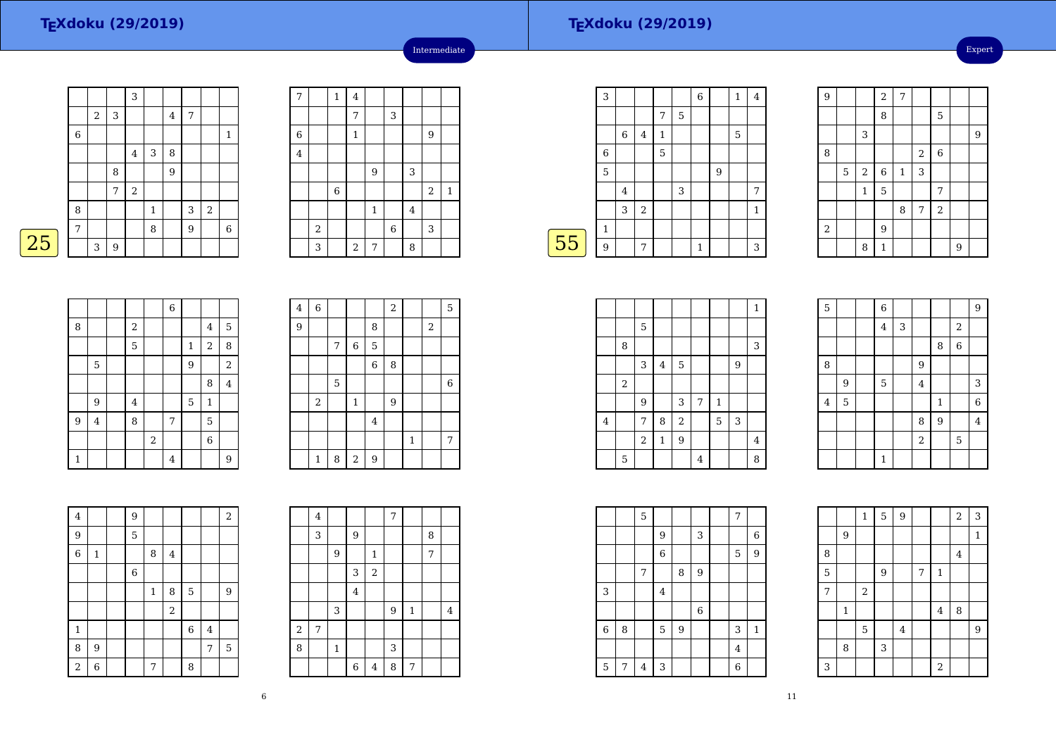# TEXdoku (29/2019)

Intermediate

25

| | | | 3 | | | | | |
|---|---|---|---|---|---|---|---|---|
| | 2 | 3 | | | 4 | 7 | | |
| 6 | | | | | | | | 1 |
| | | | 4 | 3 | 8 | | | |
| | | 8 | | | 9 | | | |
| | | 7 | 2 | | | | | |
| 8 | | | | 1 | | 3 | 2 | |
| 7 | | | | 8 | | 9 | | 6 |
| | 3 | 9 | | | | | | |

| 7 | | 1 | 4 | | | | | |
|---|---|---|---|---|---|---|---|---|
| | | | 7 | | 3 | | | |
| 6 | | | 1 | | | | 9 | |
| 4 | | | | | | | | |
| | | | | 9 | | 3 | | |
| | | 6 | | | | | 2 | 1 |
| | | | | 1 | | 4 | | |
| | 2 | | | | 6 | | 3 | |
| | 3 | | 2 | 7 | | 8 | | |

| | | | | | 6 | | | |
|---|---|---|---|---|---|---|---|---|
| 8 | | | 2 | | | | 4 | 5 |
| | | | 5 | | | 1 | 2 | 8 |
| | 5 | | | | | 9 | | 2 |
| | | | | | | | 8 | 4 |
| | 9 | | 4 | | | 5 | 1 | |
| 9 | 4 | | 8 | | 7 | | 5 | |
| | | | | 2 | | | 6 | |
| 1 | | | | | 4 | | | 9 |

| 4 | 6 | | | | 2 | | | 5 |
|---|---|---|---|---|---|---|---|---|
| 9 | | | | 8 | | | 2 | |
| | | 7 | 6 | 5 | | | | |
| | | | | 6 | 8 | | | |
| | | 5 | | | | | | 6 |
| | 2 | | 1 | | 9 | | | |
| | | | | 4 | | | | |
| | | | | | | 1 | | 7 |
| | 1 | 8 | 2 | 9 | | | | |

| 4 | | | 9 | | | | | 2 |
|---|---|---|---|---|---|---|---|---|
| 9 | | | 5 | | | | | |
| 6 | 1 | | | 8 | 4 | | | |
| | | | 6 | | | | | |
| | | | | 1 | 8 | 5 | | 9 |
| | | | | | 2 | | | |
| 1 | | | | | | 6 | 4 | |
| 8 | 9 | | | | | | 7 | 5 |
| 2 | 6 | | | 7 | | 8 | | |

| | 4 | | | | 7 | | | |
|---|---|---|---|---|---|---|---|---|
| | 3 | | 9 | | | | 8 | |
| | | 9 | | 1 | | | 7 | |
| | | | 3 | 2 | | | | |
| | | | 4 | | | | | |
| | | 3 | | | 9 | 1 | | 4 |
| 2 | 7 | | | | | | | |
| 8 | | 1 | | | 3 | | | |
| | | | 6 | 4 | 8 | 7 | | |

# TEXdoku (29/2019)

Expert

55

| 3 | | | | | 6 | | 1 | 4 |
|---|---|---|---|---|---|---|---|---|
| | | | 7 | 5 | | | | |
| | 6 | 4 | 1 | | | | 5 | |
| 6 | | | 5 | | | | | |
| 5 | | | | | | 9 | | |
| | 4 | | | 3 | | | | 7 |
| | 3 | 2 | | | | | | 1 |
| 1 | | | | | | | | |
| 9 | | 7 | | | 1 | | | 3 |

| 9 | | | 2 | 7 | | | | |
|---|---|---|---|---|---|---|---|---|
| | | | 8 | | | 5 | | |
| | | 3 | | | | | | 9 |
| 8 | | | | | 2 | 6 | | |
| | 5 | 2 | 6 | 1 | 3 | | | |
| | | 1 | 5 | | | 7 | | |
| | | | | 8 | 7 | 2 | | |
| 2 | | | 9 | | | | | |
| | | 8 | 1 | | | | 9 | |

| | | | | | | | | 1 |
|---|---|---|---|---|---|---|---|---|
| | | 5 | | | | | | |
| | 8 | | | | | | | 3 |
| | | 3 | 4 | 5 | | | 9 | |
| | 2 | | | | | | | |
| | | 9 | | 3 | 7 | 1 | | |
| 4 | | 7 | 8 | 2 | | 5 | 3 | |
| | | 2 | 1 | 9 | | | | 4 |
| | 5 | | | | 4 | | | 8 |

| 5 | | | 6 | | | | | 9 |
|---|---|---|---|---|---|---|---|---|
| | | | 4 | 3 | | | 2 | |
| | | | | | | 8 | 6 | |
| 8 | | | | | 9 | | | |
| | 9 | | 5 | | 4 | | | 3 |
| 4 | 5 | | | | | 1 | | 6 |
| | | | | | 8 | 9 | | 4 |
| | | | | | 2 | | 5 | |
| | | | 1 | | | | | |

| | | 5 | | | | | 7 | |
|---|---|---|---|---|---|---|---|---|
| | | | 9 | | 3 | | | 6 |
| | | | 6 | | | | 5 | 9 |
| | | 7 | | 8 | 9 | | | |
| 3 | | | 4 | | | | | |
| | | | | | 6 | | | |
| 6 | 8 | | 5 | 9 | | | 3 | 1 |
| | | | | | | | 4 | |
| 5 | 7 | 4 | 3 | | | | 6 | |

| | | 1 | 5 | 9 | | | 2 | 3 |
|---|---|---|---|---|---|---|---|---|
| | 9 | | | | | | | 1 |
| 8 | | | | | | | 4 | |
| 5 | | | 9 | | 7 | 1 | | |
| 7 | | 2 | | | | | | |
| | 1 | | | | | 4 | 8 | |
| | | 5 | | 4 | | | | 9 |
| | 8 | | 3 | | | | | |
| 3 | | | | | | 2 | | |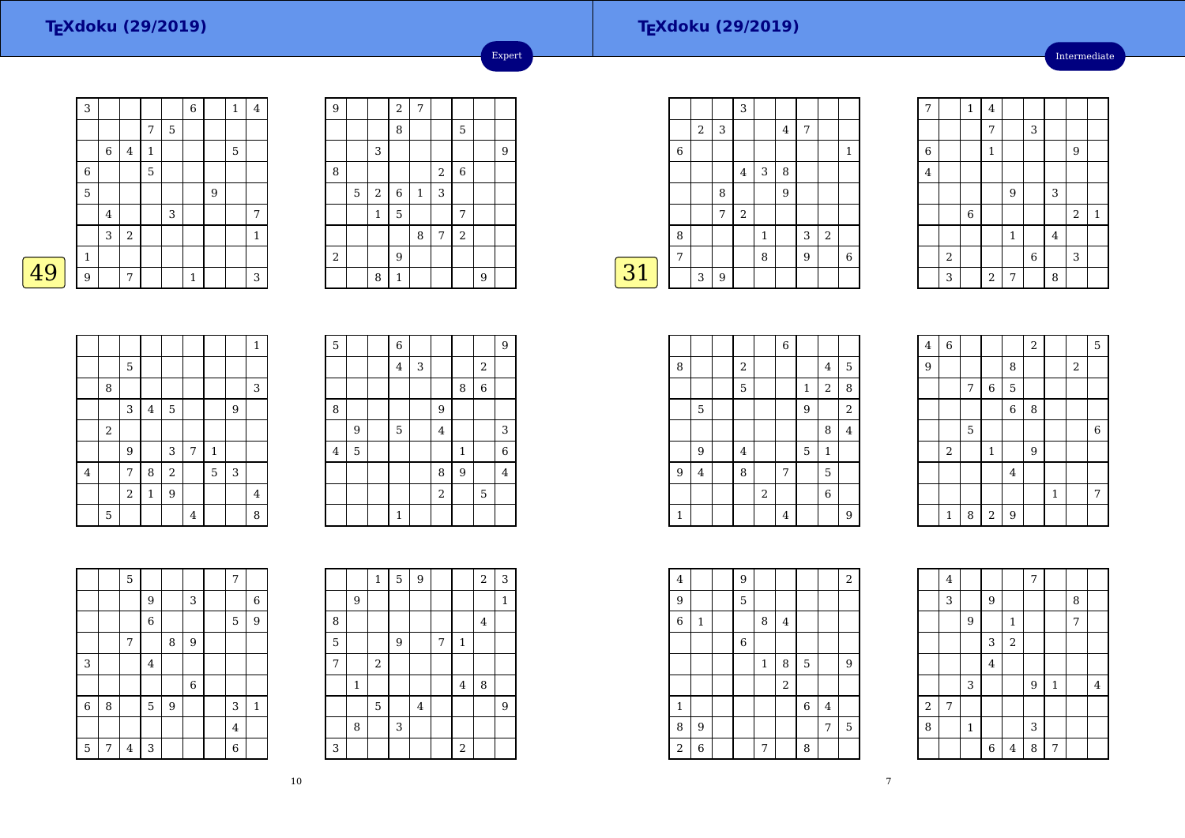## TEXdoku (29/2019)

Expert

49

| | | | | | | | | |
|---|---|---|---|---|---|---|---|---|
| 3 | | | | | 6 | | 1 | 4 |
| | | | 7 | 5 | | | | |
| | 6 | 4 | 1 | | | | 5 | |
| 6 | | | 5 | | | | | |
| 5 | | | | | | 9 | | |
| | 4 | | | 3 | | | | 7 |
| | 3 | 2 | | | | | | 1 |
| 1 | | | | | | | | |
| 9 | | 7 | | | 1 | | | 3 |

| | | | | | | | | |
|---|---|---|---|---|---|---|---|---|
| 9 | | | 2 | 7 | | | | |
| | | | 8 | | | 5 | | |
| | | 3 | | | | | | 9 |
| 8 | | | | | 2 | 6 | | |
| | 5 | 2 | 6 | 1 | 3 | | | |
| | | 1 | 5 | | | 7 | | |
| | | | | 8 | 7 | 2 | | |
| 2 | | | 9 | | | | | |
| | | 8 | 1 | | | | 9 | |

| | | | | | | | | |
|---|---|---|---|---|---|---|---|---|
| | | | | | | | | 1 |
| | | 5 | | | | | | |
| | 8 | | | | | | | 3 |
| | | 3 | 4 | 5 | | | 9 | |
| | 2 | | | | | | | |
| | | 9 | | 3 | 7 | 1 | | |
| 4 | | 7 | 8 | 2 | | 5 | 3 | |
| | | 2 | 1 | 9 | | | | 4 |
| | 5 | | | | 4 | | | 8 |

| | | | | | | | | |
|---|---|---|---|---|---|---|---|---|
| 5 | | | 6 | | | | | 9 |
| | | | 4 | 3 | | | 2 | |
| | | | | | | 8 | 6 | |
| 8 | | | | | 9 | | | |
| | 9 | | 5 | | 4 | | | 3 |
| 4 | 5 | | | | | 1 | | 6 |
| | | | | | 8 | 9 | | 4 |
| | | | | | 2 | | 5 | |
| | | | 1 | | | | | |

| | | | | | | | | |
|---|---|---|---|---|---|---|---|---|
| | | 5 | | | | | 7 | |
| | | | 9 | | 3 | | | 6 |
| | | | 6 | | | | 5 | 9 |
| | | 7 | | 8 | 9 | | | |
| 3 | | | 4 | | | | | |
| | | | | | 6 | | | |
| 6 | 8 | | 5 | 9 | | | 3 | 1 |
| | | | | | | | 4 | |
| 5 | 7 | 4 | 3 | | | | 6 | |

| | | | | | | | | |
|---|---|---|---|---|---|---|---|---|
| | | 1 | 5 | 9 | | | 2 | 3 |
| | 9 | | | | | | | 1 |
| 8 | | | | | | | 4 | |
| 5 | | | 9 | | 7 | 1 | | |
| 7 | | 2 | | | | | | |
| | 1 | | | | | 4 | 8 | |
| | | 5 | | 4 | | | | 9 |
| | 8 | | 3 | | | | | |
| 3 | | | | | | 2 | | |

## TEXdoku (29/2019)

Intermediate

31

| | | | | | | | | |
|---|---|---|---|---|---|---|---|---|
| | | | 3 | | | | | |
| | 2 | 3 | | | 4 | 7 | | |
| 6 | | | | | | | | 1 |
| | | | 4 | 3 | 8 | | | |
| | | 8 | | | 9 | | | |
| | | 7 | 2 | | | | | |
| 8 | | | | 1 | | 3 | 2 | |
| 7 | | | | 8 | | 9 | | 6 |
| | 3 | 9 | | | | | | |

| | | | | | | | | |
|---|---|---|---|---|---|---|---|---|
| 7 | | 1 | 4 | | | | | |
| | | | 7 | | 3 | | | |
| 6 | | | 1 | | | | 9 | |
| 4 | | | | | | | | |
| | | | | 9 | | 3 | | |
| | | 6 | | | | | 2 | 1 |
| | | | | 1 | | 4 | | |
| | 2 | | | | 6 | | 3 | |
| | 3 | | 2 | 7 | | 8 | | |

| | | | | | | | | |
|---|---|---|---|---|---|---|---|---|
| | | | | | 6 | | | |
| 8 | | | 2 | | | | 4 | 5 |
| | | | 5 | | | 1 | 2 | 8 |
| | 5 | | | | | 9 | | 2 |
| | | | | | | | 8 | 4 |
| | 9 | | 4 | | | 5 | 1 | |
| 9 | 4 | | 8 | | 7 | | 5 | |
| | | | | 2 | | | 6 | |
| 1 | | | | | 4 | | | 9 |

| | | | | | | | | |
|---|---|---|---|---|---|---|---|---|
| 4 | 6 | | | | 2 | | | 5 |
| 9 | | | | 8 | | | 2 | |
| | | 7 | 6 | 5 | | | | |
| | | | | 6 | 8 | | | |
| | | 5 | | | | | | 6 |
| | 2 | | 1 | | 9 | | | |
| | | | | 4 | | | | |
| | | | | | | 1 | | 7 |
| | 1 | 8 | 2 | 9 | | | | |

| | | | | | | | | |
|---|---|---|---|---|---|---|---|---|
| 4 | | | 9 | | | | | 2 |
| 9 | | | 5 | | | | | |
| 6 | 1 | | | 8 | 4 | | | |
| | | | 6 | | | | | |
| | | | | 1 | 8 | 5 | | 9 |
| | | | | | 2 | | | |
| 1 | | | | | | 6 | 4 | |
| 8 | 9 | | | | | | 7 | 5 |
| 2 | 6 | | | 7 | | 8 | | |

| | | | | | | | | |
|---|---|---|---|---|---|---|---|---|
| | 4 | | | | 7 | | | |
| | 3 | | 9 | | | | 8 | |
| | | 9 | | 1 | | | 7 | |
| | | | 3 | 2 | | | | |
| | | | 4 | | | | | |
| | | 3 | | | 9 | 1 | | 4 |
| 2 | 7 | | | | | | | |
| 8 | | 1 | | | 3 | | | |
| | | | 6 | 4 | 8 | 7 | | |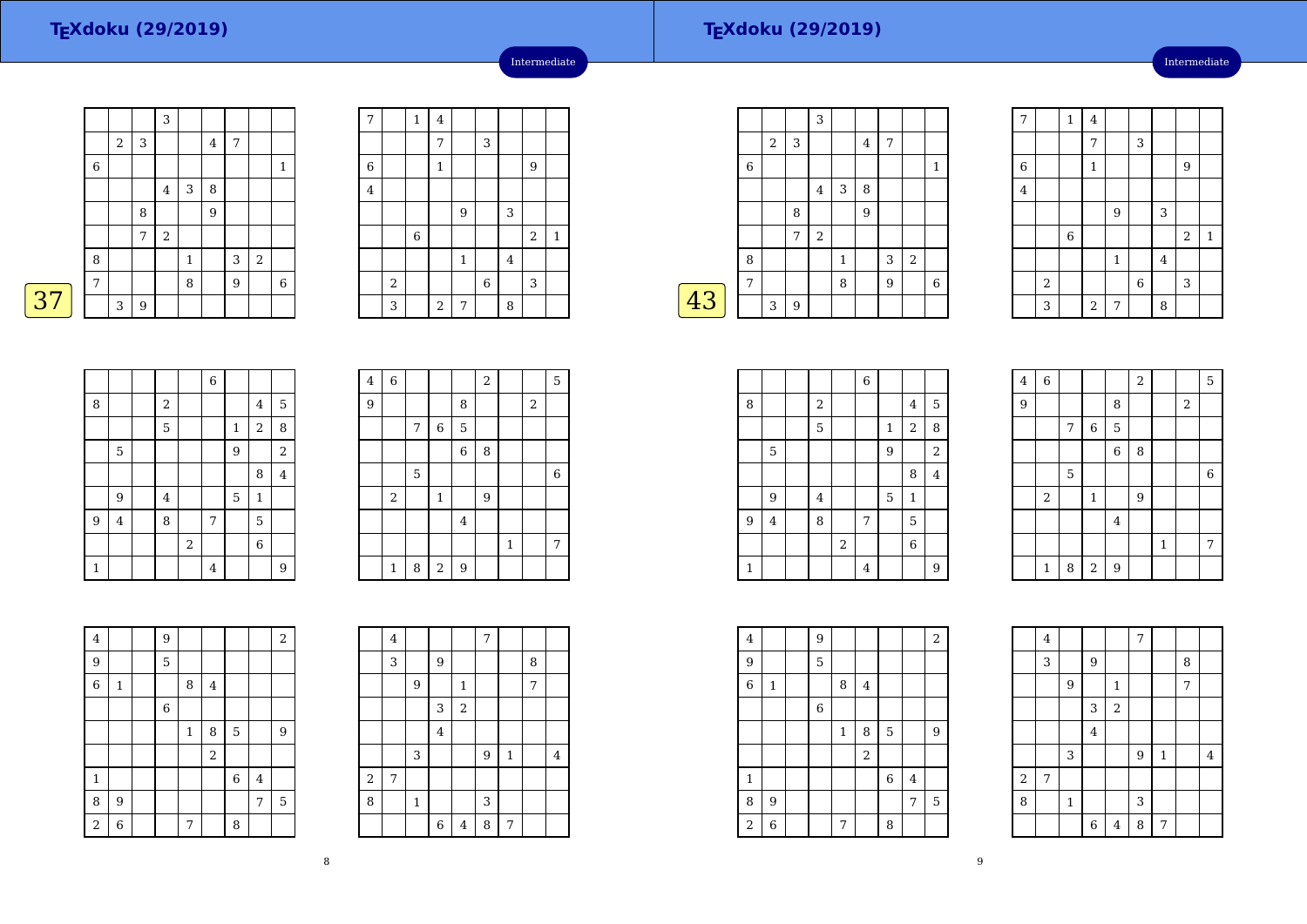# TEXdoku (29/2019)

Intermediate

37

| | | | | | | | | |
|---|---|---|---|---|---|---|---|---|
| | | | 3 | | | | | |
| | 2 | 3 | | | 4 | 7 | | |
| 6 | | | | | | | | 1 |
| | | | 4 | 3 | 8 | | | |
| | | 8 | | | 9 | | | |
| | | 7 | 2 | | | | | |
| 8 | | | | 1 | | 3 | 2 | |
| 7 | | | | 8 | | 9 | | 6 |
| | 3 | 9 | | | | | | |

| | | | | | | | | |
|---|---|---|---|---|---|---|---|---|
| 7 | | 1 | 4 | | | | | |
| | | | 7 | | 3 | | | |
| 6 | | | 1 | | | | 9 | |
| 4 | | | | | | | | |
| | | | | 9 | | 3 | | |
| | | 6 | | | | | 2 | 1 |
| | | | | 1 | | 4 | | |
| | 2 | | | | 6 | | 3 | |
| | 3 | | 2 | 7 | | 8 | | |

| | | | | | | | | |
|---|---|---|---|---|---|---|---|---|
| | | | | | 6 | | | |
| 8 | | | 2 | | | | 4 | 5 |
| | | | 5 | | | 1 | 2 | 8 |
| | 5 | | | | | 9 | | 2 |
| | | | | | | | 8 | 4 |
| | 9 | | 4 | | | 5 | 1 | |
| 9 | 4 | | 8 | | 7 | | 5 | |
| | | | | 2 | | | 6 | |
| 1 | | | | | 4 | | | 9 |

| | | | | | | | | |
|---|---|---|---|---|---|---|---|---|
| 4 | 6 | | | | 2 | | | 5 |
| 9 | | | | 8 | | | 2 | |
| | | 7 | 6 | 5 | | | | |
| | | | | 6 | 8 | | | |
| | | 5 | | | | | | 6 |
| | 2 | | 1 | | 9 | | | |
| | | | | 4 | | | | |
| | | | | | | 1 | | 7 |
| | 1 | 8 | 2 | 9 | | | | |

| | | | | | | | | |
|---|---|---|---|---|---|---|---|---|
| 4 | | | 9 | | | | | 2 |
| 9 | | | 5 | | | | | |
| 6 | 1 | | | 8 | 4 | | | |
| | | | 6 | | | | | |
| | | | | 1 | 8 | 5 | | 9 |
| | | | | | 2 | | | |
| 1 | | | | | | 6 | 4 | |
| 8 | 9 | | | | | | 7 | 5 |
| 2 | 6 | | | 7 | | 8 | | |

| | | | | | | | | |
|---|---|---|---|---|---|---|---|---|
| | 4 | | | | 7 | | | |
| | 3 | | 9 | | | | 8 | |
| | | 9 | | 1 | | | 7 | |
| | | | 3 | 2 | | | | |
| | | | 4 | | | | | |
| | | 3 | | | 9 | 1 | | 4 |
| 2 | 7 | | | | | | | |
| 8 | | 1 | | | 3 | | | |
| | | | 6 | 4 | 8 | 7 | | |

# TEXdoku (29/2019)

Intermediate

43

| | | | | | | | | |
|---|---|---|---|---|---|---|---|---|
| | | | 3 | | | | | |
| | 2 | 3 | | | 4 | 7 | | |
| 6 | | | | | | | | 1 |
| | | | 4 | 3 | 8 | | | |
| | | 8 | | | 9 | | | |
| | | 7 | 2 | | | | | |
| 8 | | | | 1 | | 3 | 2 | |
| 7 | | | | 8 | | 9 | | 6 |
| | 3 | 9 | | | | | | |

| | | | | | | | | |
|---|---|---|---|---|---|---|---|---|
| 7 | | 1 | 4 | | | | | |
| | | | 7 | | 3 | | | |
| 6 | | | 1 | | | | 9 | |
| 4 | | | | | | | | |
| | | | | 9 | | 3 | | |
| | | 6 | | | | | 2 | 1 |
| | | | | 1 | | 4 | | |
| | 2 | | | | 6 | | 3 | |
| | 3 | | 2 | 7 | | 8 | | |

| | | | | | | | | |
|---|---|---|---|---|---|---|---|---|
| | | | | | 6 | | | |
| 8 | | | 2 | | | | 4 | 5 |
| | | | 5 | | | 1 | 2 | 8 |
| | 5 | | | | | 9 | | 2 |
| | | | | | | | 8 | 4 |
| | 9 | | 4 | | | 5 | 1 | |
| 9 | 4 | | 8 | | 7 | | 5 | |
| | | | | 2 | | | 6 | |
| 1 | | | | | 4 | | | 9 |

| | | | | | | | | |
|---|---|---|---|---|---|---|---|---|
| 4 | 6 | | | | 2 | | | 5 |
| 9 | | | | 8 | | | 2 | |
| | | 7 | 6 | 5 | | | | |
| | | | | 6 | 8 | | | |
| | | 5 | | | | | | 6 |
| | 2 | | 1 | | 9 | | | |
| | | | | 4 | | | | |
| | | | | | | 1 | | 7 |
| | 1 | 8 | 2 | 9 | | | | |

| | | | | | | | | |
|---|---|---|---|---|---|---|---|---|
| 4 | | | 9 | | | | | 2 |
| 9 | | | 5 | | | | | |
| 6 | 1 | | | 8 | 4 | | | |
| | | | 6 | | | | | |
| | | | | 1 | 8 | 5 | | 9 |
| | | | | | 2 | | | |
| 1 | | | | | | 6 | 4 | |
| 8 | 9 | | | | | | 7 | 5 |
| 2 | 6 | | | 7 | | 8 | | |

| | | | | | | | | |
|---|---|---|---|---|---|---|---|---|
| | 4 | | | | 7 | | | |
| | 3 | | 9 | | | | 8 | |
| | | 9 | | 1 | | | 7 | |
| | | | 3 | 2 | | | | |
| | | | 4 | | | | | |
| | | 3 | | | 9 | 1 | | 4 |
| 2 | 7 | | | | | | | |
| 8 | | 1 | | | 3 | | | |
| | | | 6 | 4 | 8 | 7 | | |